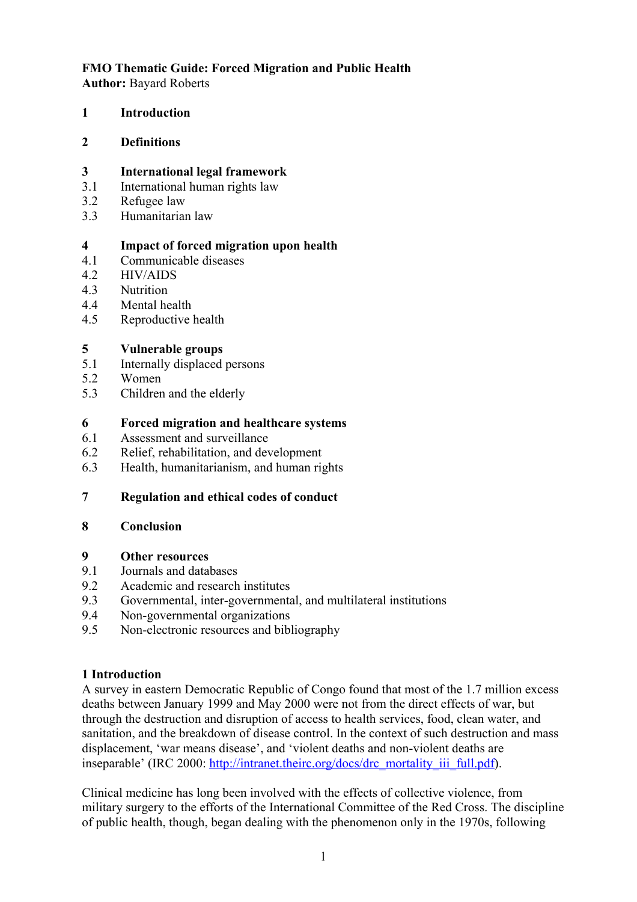**FMO Thematic Guide: Forced Migration and Public Health**
**Author:** Bayard Roberts

**1 Introduction**

**2 Definitions**

**3 International legal framework**
3.1 International human rights law
3.2 Refugee law
3.3 Humanitarian law

**4 Impact of forced migration upon health**
4.1 Communicable diseases
4.2 HIV/AIDS
4.3 Nutrition
4.4 Mental health
4.5 Reproductive health

**5 Vulnerable groups**
5.1 Internally displaced persons
5.2 Women
5.3 Children and the elderly

**6 Forced migration and healthcare systems**
6.1 Assessment and surveillance
6.2 Relief, rehabilitation, and development
6.3 Health, humanitarianism, and human rights

**7 Regulation and ethical codes of conduct**

**8 Conclusion**

**9 Other resources**
9.1 Journals and databases
9.2 Academic and research institutes
9.3 Governmental, inter-governmental, and multilateral institutions
9.4 Non-governmental organizations
9.5 Non-electronic resources and bibliography

## 1 Introduction

A survey in eastern Democratic Republic of Congo found that most of the 1.7 million excess deaths between January 1999 and May 2000 were not from the direct effects of war, but through the destruction and disruption of access to health services, food, clean water, and sanitation, and the breakdown of disease control. In the context of such destruction and mass displacement, 'war means disease', and 'violent deaths and non-violent deaths are inseparable' (IRC 2000: http://intranet.theirc.org/docs/drc_mortality_iii_full.pdf).

Clinical medicine has long been involved with the effects of collective violence, from military surgery to the efforts of the International Committee of the Red Cross. The discipline of public health, though, began dealing with the phenomenon only in the 1970s, following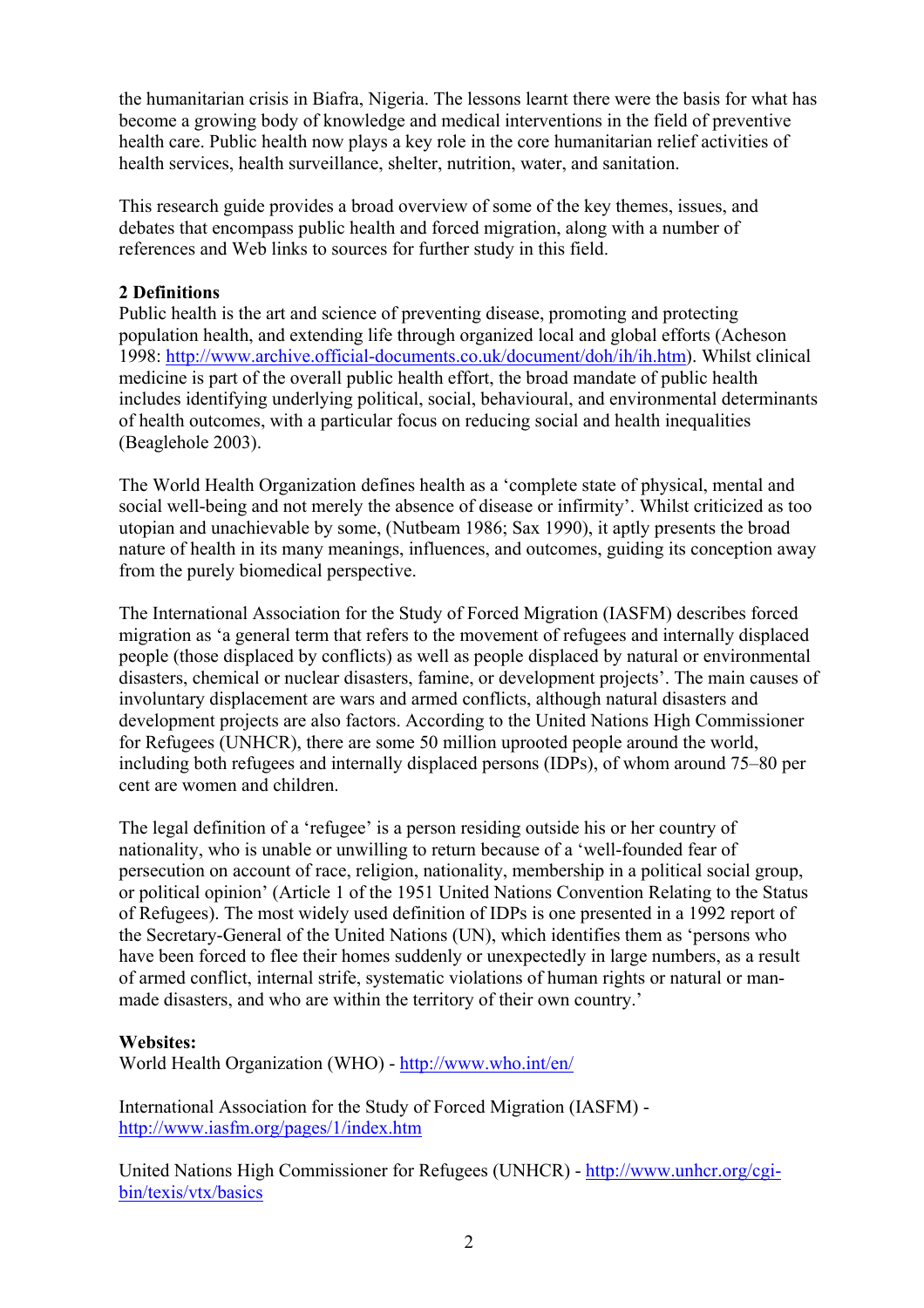the humanitarian crisis in Biafra, Nigeria. The lessons learnt there were the basis for what has become a growing body of knowledge and medical interventions in the field of preventive health care. Public health now plays a key role in the core humanitarian relief activities of health services, health surveillance, shelter, nutrition, water, and sanitation.

This research guide provides a broad overview of some of the key themes, issues, and debates that encompass public health and forced migration, along with a number of references and Web links to sources for further study in this field.

## 2 Definitions

Public health is the art and science of preventing disease, promoting and protecting population health, and extending life through organized local and global efforts (Acheson 1998: http://www.archive.official-documents.co.uk/document/doh/ih/ih.htm). Whilst clinical medicine is part of the overall public health effort, the broad mandate of public health includes identifying underlying political, social, behavioural, and environmental determinants of health outcomes, with a particular focus on reducing social and health inequalities (Beaglehole 2003).

The World Health Organization defines health as a 'complete state of physical, mental and social well-being and not merely the absence of disease or infirmity'. Whilst criticized as too utopian and unachievable by some, (Nutbeam 1986; Sax 1990), it aptly presents the broad nature of health in its many meanings, influences, and outcomes, guiding its conception away from the purely biomedical perspective.

The International Association for the Study of Forced Migration (IASFM) describes forced migration as 'a general term that refers to the movement of refugees and internally displaced people (those displaced by conflicts) as well as people displaced by natural or environmental disasters, chemical or nuclear disasters, famine, or development projects'. The main causes of involuntary displacement are wars and armed conflicts, although natural disasters and development projects are also factors. According to the United Nations High Commissioner for Refugees (UNHCR), there are some 50 million uprooted people around the world, including both refugees and internally displaced persons (IDPs), of whom around 75–80 per cent are women and children.

The legal definition of a 'refugee' is a person residing outside his or her country of nationality, who is unable or unwilling to return because of a 'well-founded fear of persecution on account of race, religion, nationality, membership in a political social group, or political opinion' (Article 1 of the 1951 United Nations Convention Relating to the Status of Refugees). The most widely used definition of IDPs is one presented in a 1992 report of the Secretary-General of the United Nations (UN), which identifies them as 'persons who have been forced to flee their homes suddenly or unexpectedly in large numbers, as a result of armed conflict, internal strife, systematic violations of human rights or natural or man-made disasters, and who are within the territory of their own country.'

**Websites:**

World Health Organization (WHO) - http://www.who.int/en/

International Association for the Study of Forced Migration (IASFM) - http://www.iasfm.org/pages/1/index.htm

United Nations High Commissioner for Refugees (UNHCR) - http://www.unhcr.org/cgi-bin/texis/vtx/basics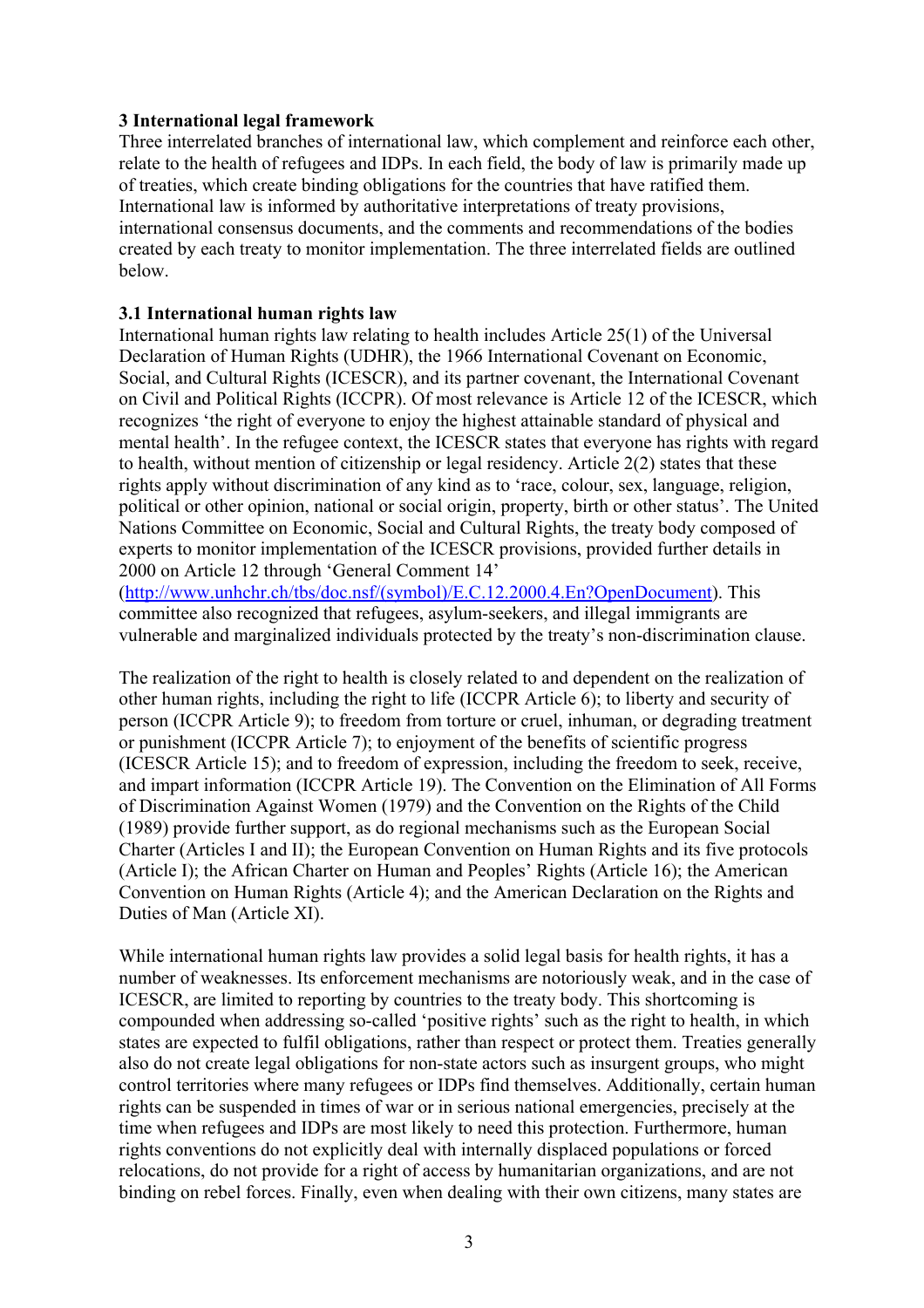## 3 International legal framework

Three interrelated branches of international law, which complement and reinforce each other, relate to the health of refugees and IDPs. In each field, the body of law is primarily made up of treaties, which create binding obligations for the countries that have ratified them. International law is informed by authoritative interpretations of treaty provisions, international consensus documents, and the comments and recommendations of the bodies created by each treaty to monitor implementation. The three interrelated fields are outlined below.

### 3.1 International human rights law

International human rights law relating to health includes Article 25(1) of the Universal Declaration of Human Rights (UDHR), the 1966 International Covenant on Economic, Social, and Cultural Rights (ICESCR), and its partner covenant, the International Covenant on Civil and Political Rights (ICCPR). Of most relevance is Article 12 of the ICESCR, which recognizes 'the right of everyone to enjoy the highest attainable standard of physical and mental health'. In the refugee context, the ICESCR states that everyone has rights with regard to health, without mention of citizenship or legal residency. Article 2(2) states that these rights apply without discrimination of any kind as to 'race, colour, sex, language, religion, political or other opinion, national or social origin, property, birth or other status'. The United Nations Committee on Economic, Social and Cultural Rights, the treaty body composed of experts to monitor implementation of the ICESCR provisions, provided further details in 2000 on Article 12 through 'General Comment 14' ([http://www.unhchr.ch/tbs/doc.nsf/(symbol)/E.C.12.2000.4.En?OpenDocument](http://www.unhchr.ch/tbs/doc.nsf/(symbol)/E.C.12.2000.4.En?OpenDocument)). This committee also recognized that refugees, asylum-seekers, and illegal immigrants are vulnerable and marginalized individuals protected by the treaty's non-discrimination clause.

The realization of the right to health is closely related to and dependent on the realization of other human rights, including the right to life (ICCPR Article 6); to liberty and security of person (ICCPR Article 9); to freedom from torture or cruel, inhuman, or degrading treatment or punishment (ICCPR Article 7); to enjoyment of the benefits of scientific progress (ICESCR Article 15); and to freedom of expression, including the freedom to seek, receive, and impart information (ICCPR Article 19). The Convention on the Elimination of All Forms of Discrimination Against Women (1979) and the Convention on the Rights of the Child (1989) provide further support, as do regional mechanisms such as the European Social Charter (Articles I and II); the European Convention on Human Rights and its five protocols (Article I); the African Charter on Human and Peoples' Rights (Article 16); the American Convention on Human Rights (Article 4); and the American Declaration on the Rights and Duties of Man (Article XI).

While international human rights law provides a solid legal basis for health rights, it has a number of weaknesses. Its enforcement mechanisms are notoriously weak, and in the case of ICESCR, are limited to reporting by countries to the treaty body. This shortcoming is compounded when addressing so-called 'positive rights' such as the right to health, in which states are expected to fulfil obligations, rather than respect or protect them. Treaties generally also do not create legal obligations for non-state actors such as insurgent groups, who might control territories where many refugees or IDPs find themselves. Additionally, certain human rights can be suspended in times of war or in serious national emergencies, precisely at the time when refugees and IDPs are most likely to need this protection. Furthermore, human rights conventions do not explicitly deal with internally displaced populations or forced relocations, do not provide for a right of access by humanitarian organizations, and are not binding on rebel forces. Finally, even when dealing with their own citizens, many states are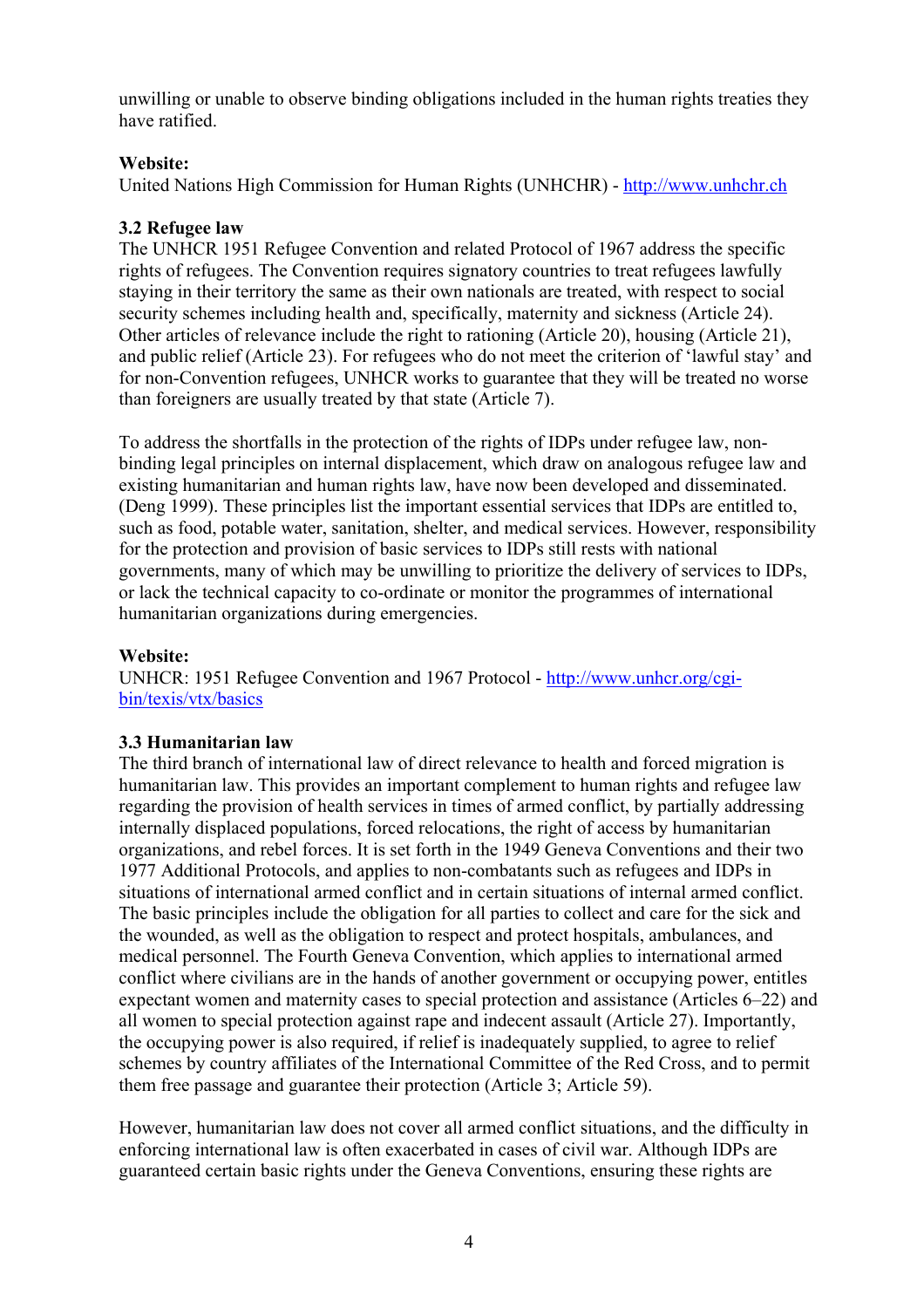unwilling or unable to observe binding obligations included in the human rights treaties they have ratified.

**Website:**
United Nations High Commission for Human Rights (UNHCHR) - http://www.unhchr.ch

### 3.2 Refugee law

The UNHCR 1951 Refugee Convention and related Protocol of 1967 address the specific rights of refugees. The Convention requires signatory countries to treat refugees lawfully staying in their territory the same as their own nationals are treated, with respect to social security schemes including health and, specifically, maternity and sickness (Article 24). Other articles of relevance include the right to rationing (Article 20), housing (Article 21), and public relief (Article 23). For refugees who do not meet the criterion of 'lawful stay' and for non-Convention refugees, UNHCR works to guarantee that they will be treated no worse than foreigners are usually treated by that state (Article 7).

To address the shortfalls in the protection of the rights of IDPs under refugee law, non-binding legal principles on internal displacement, which draw on analogous refugee law and existing humanitarian and human rights law, have now been developed and disseminated. (Deng 1999). These principles list the important essential services that IDPs are entitled to, such as food, potable water, sanitation, shelter, and medical services. However, responsibility for the protection and provision of basic services to IDPs still rests with national governments, many of which may be unwilling to prioritize the delivery of services to IDPs, or lack the technical capacity to co-ordinate or monitor the programmes of international humanitarian organizations during emergencies.

**Website:**
UNHCR: 1951 Refugee Convention and 1967 Protocol - http://www.unhcr.org/cgi-bin/texis/vtx/basics

### 3.3 Humanitarian law

The third branch of international law of direct relevance to health and forced migration is humanitarian law. This provides an important complement to human rights and refugee law regarding the provision of health services in times of armed conflict, by partially addressing internally displaced populations, forced relocations, the right of access by humanitarian organizations, and rebel forces. It is set forth in the 1949 Geneva Conventions and their two 1977 Additional Protocols, and applies to non-combatants such as refugees and IDPs in situations of international armed conflict and in certain situations of internal armed conflict. The basic principles include the obligation for all parties to collect and care for the sick and the wounded, as well as the obligation to respect and protect hospitals, ambulances, and medical personnel. The Fourth Geneva Convention, which applies to international armed conflict where civilians are in the hands of another government or occupying power, entitles expectant women and maternity cases to special protection and assistance (Articles 6–22) and all women to special protection against rape and indecent assault (Article 27). Importantly, the occupying power is also required, if relief is inadequately supplied, to agree to relief schemes by country affiliates of the International Committee of the Red Cross, and to permit them free passage and guarantee their protection (Article 3; Article 59).

However, humanitarian law does not cover all armed conflict situations, and the difficulty in enforcing international law is often exacerbated in cases of civil war. Although IDPs are guaranteed certain basic rights under the Geneva Conventions, ensuring these rights are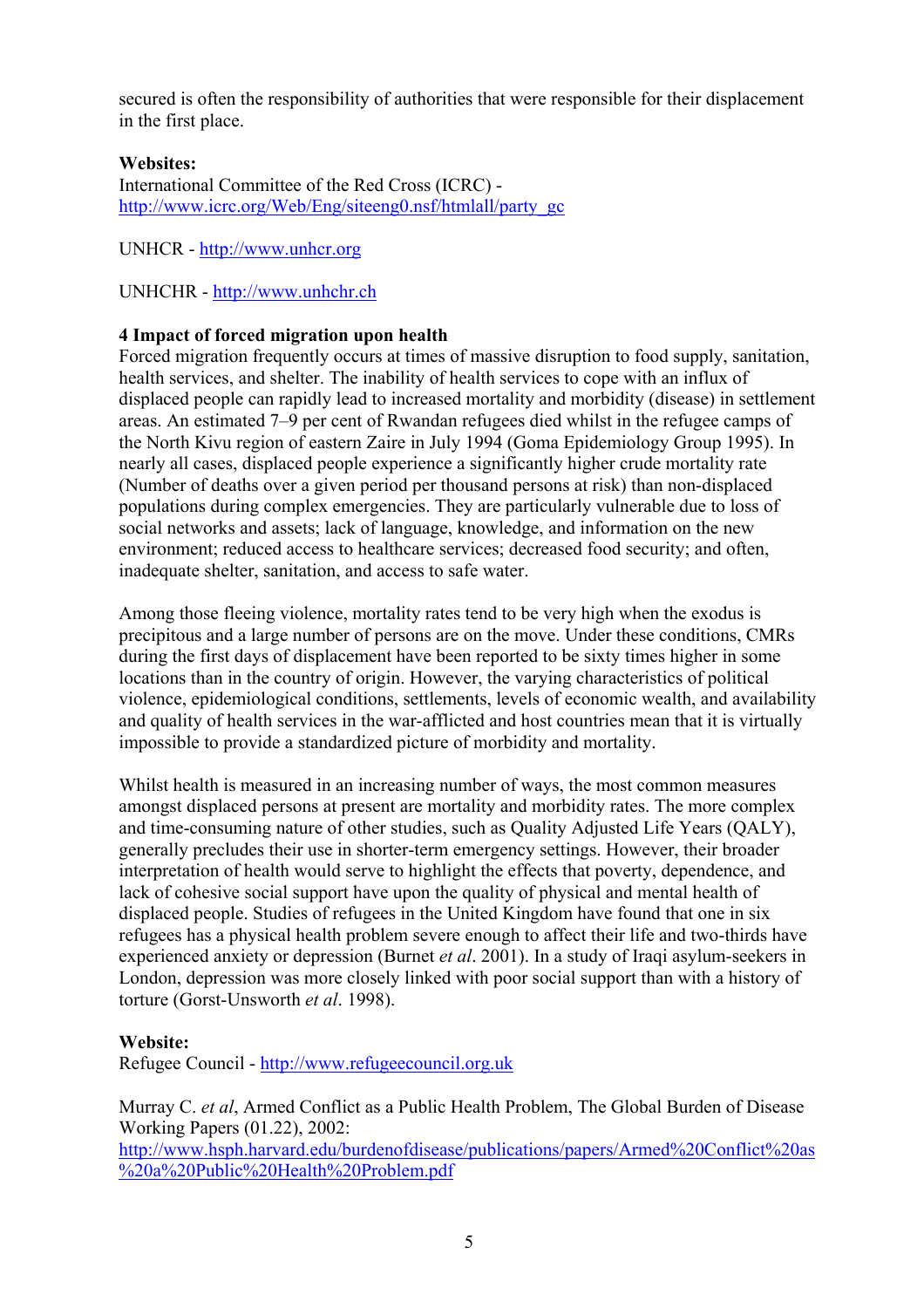secured is often the responsibility of authorities that were responsible for their displacement in the first place.

**Websites:**
International Committee of the Red Cross (ICRC) - http://www.icrc.org/Web/Eng/siteeng0.nsf/htmlall/party_gc

UNHCR - http://www.unhcr.org

UNHCHR - http://www.unhchr.ch

## 4 Impact of forced migration upon health

Forced migration frequently occurs at times of massive disruption to food supply, sanitation, health services, and shelter. The inability of health services to cope with an influx of displaced people can rapidly lead to increased mortality and morbidity (disease) in settlement areas. An estimated 7–9 per cent of Rwandan refugees died whilst in the refugee camps of the North Kivu region of eastern Zaire in July 1994 (Goma Epidemiology Group 1995). In nearly all cases, displaced people experience a significantly higher crude mortality rate (Number of deaths over a given period per thousand persons at risk) than non-displaced populations during complex emergencies. They are particularly vulnerable due to loss of social networks and assets; lack of language, knowledge, and information on the new environment; reduced access to healthcare services; decreased food security; and often, inadequate shelter, sanitation, and access to safe water.

Among those fleeing violence, mortality rates tend to be very high when the exodus is precipitous and a large number of persons are on the move. Under these conditions, CMRs during the first days of displacement have been reported to be sixty times higher in some locations than in the country of origin. However, the varying characteristics of political violence, epidemiological conditions, settlements, levels of economic wealth, and availability and quality of health services in the war-afflicted and host countries mean that it is virtually impossible to provide a standardized picture of morbidity and mortality.

Whilst health is measured in an increasing number of ways, the most common measures amongst displaced persons at present are mortality and morbidity rates. The more complex and time-consuming nature of other studies, such as Quality Adjusted Life Years (QALY), generally precludes their use in shorter-term emergency settings. However, their broader interpretation of health would serve to highlight the effects that poverty, dependence, and lack of cohesive social support have upon the quality of physical and mental health of displaced people. Studies of refugees in the United Kingdom have found that one in six refugees has a physical health problem severe enough to affect their life and two-thirds have experienced anxiety or depression (Burnet *et al*. 2001). In a study of Iraqi asylum-seekers in London, depression was more closely linked with poor social support than with a history of torture (Gorst-Unsworth *et al*. 1998).

**Website:**
Refugee Council - http://www.refugeecouncil.org.uk

Murray C. *et al*, Armed Conflict as a Public Health Problem, The Global Burden of Disease Working Papers (01.22), 2002:
http://www.hsph.harvard.edu/burdenofdisease/publications/papers/Armed%20Conflict%20as%20a%20Public%20Health%20Problem.pdf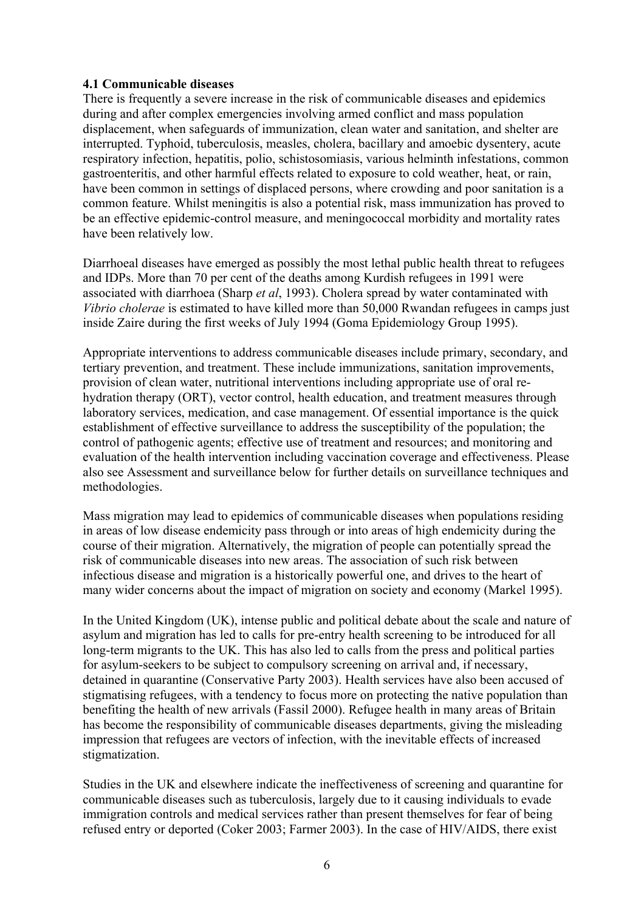### 4.1 Communicable diseases

There is frequently a severe increase in the risk of communicable diseases and epidemics during and after complex emergencies involving armed conflict and mass population displacement, when safeguards of immunization, clean water and sanitation, and shelter are interrupted. Typhoid, tuberculosis, measles, cholera, bacillary and amoebic dysentery, acute respiratory infection, hepatitis, polio, schistosomiasis, various helminth infestations, common gastroenteritis, and other harmful effects related to exposure to cold weather, heat, or rain, have been common in settings of displaced persons, where crowding and poor sanitation is a common feature. Whilst meningitis is also a potential risk, mass immunization has proved to be an effective epidemic-control measure, and meningococcal morbidity and mortality rates have been relatively low.

Diarrhoeal diseases have emerged as possibly the most lethal public health threat to refugees and IDPs. More than 70 per cent of the deaths among Kurdish refugees in 1991 were associated with diarrhoea (Sharp *et al*, 1993). Cholera spread by water contaminated with *Vibrio cholerae* is estimated to have killed more than 50,000 Rwandan refugees in camps just inside Zaire during the first weeks of July 1994 (Goma Epidemiology Group 1995).

Appropriate interventions to address communicable diseases include primary, secondary, and tertiary prevention, and treatment. These include immunizations, sanitation improvements, provision of clean water, nutritional interventions including appropriate use of oral re-hydration therapy (ORT), vector control, health education, and treatment measures through laboratory services, medication, and case management. Of essential importance is the quick establishment of effective surveillance to address the susceptibility of the population; the control of pathogenic agents; effective use of treatment and resources; and monitoring and evaluation of the health intervention including vaccination coverage and effectiveness. Please also see Assessment and surveillance below for further details on surveillance techniques and methodologies.

Mass migration may lead to epidemics of communicable diseases when populations residing in areas of low disease endemicity pass through or into areas of high endemicity during the course of their migration. Alternatively, the migration of people can potentially spread the risk of communicable diseases into new areas. The association of such risk between infectious disease and migration is a historically powerful one, and drives to the heart of many wider concerns about the impact of migration on society and economy (Markel 1995).

In the United Kingdom (UK), intense public and political debate about the scale and nature of asylum and migration has led to calls for pre-entry health screening to be introduced for all long-term migrants to the UK. This has also led to calls from the press and political parties for asylum-seekers to be subject to compulsory screening on arrival and, if necessary, detained in quarantine (Conservative Party 2003). Health services have also been accused of stigmatising refugees, with a tendency to focus more on protecting the native population than benefiting the health of new arrivals (Fassil 2000). Refugee health in many areas of Britain has become the responsibility of communicable diseases departments, giving the misleading impression that refugees are vectors of infection, with the inevitable effects of increased stigmatization.

Studies in the UK and elsewhere indicate the ineffectiveness of screening and quarantine for communicable diseases such as tuberculosis, largely due to it causing individuals to evade immigration controls and medical services rather than present themselves for fear of being refused entry or deported (Coker 2003; Farmer 2003). In the case of HIV/AIDS, there exist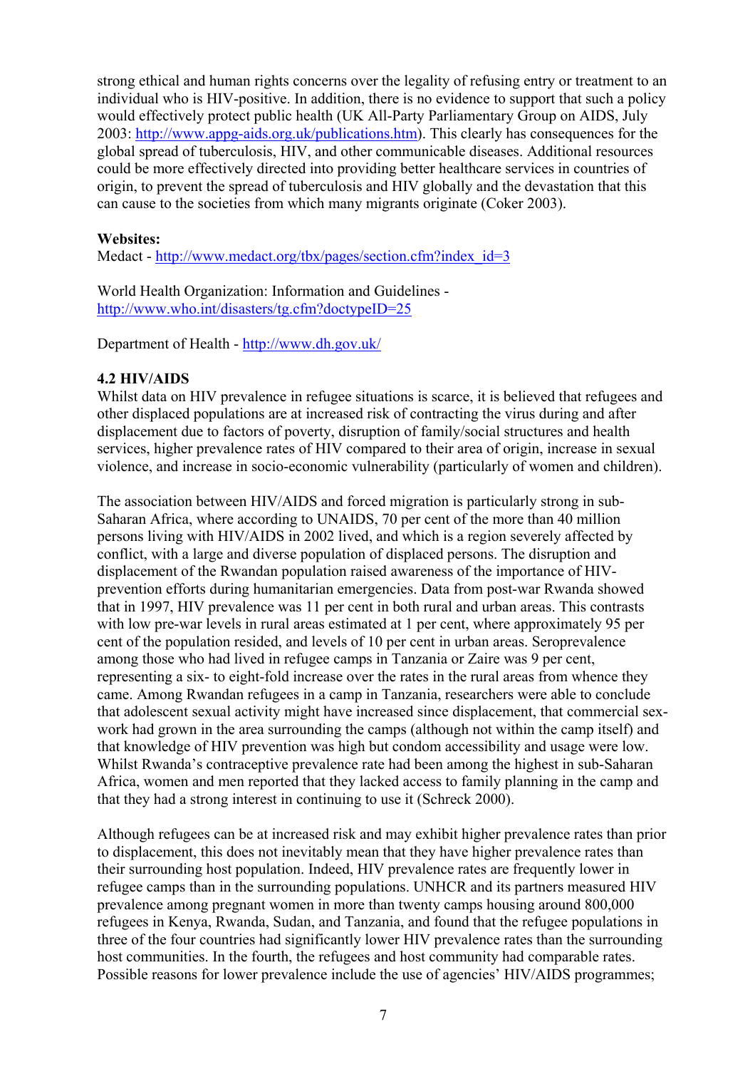strong ethical and human rights concerns over the legality of refusing entry or treatment to an individual who is HIV-positive. In addition, there is no evidence to support that such a policy would effectively protect public health (UK All-Party Parliamentary Group on AIDS, July 2003: http://www.appg-aids.org.uk/publications.htm). This clearly has consequences for the global spread of tuberculosis, HIV, and other communicable diseases. Additional resources could be more effectively directed into providing better healthcare services in countries of origin, to prevent the spread of tuberculosis and HIV globally and the devastation that this can cause to the societies from which many migrants originate (Coker 2003).

**Websites:**
Medact - http://www.medact.org/tbx/pages/section.cfm?index_id=3

World Health Organization: Information and Guidelines - http://www.who.int/disasters/tg.cfm?doctypeID=25

Department of Health - http://www.dh.gov.uk/

**4.2 HIV/AIDS**

Whilst data on HIV prevalence in refugee situations is scarce, it is believed that refugees and other displaced populations are at increased risk of contracting the virus during and after displacement due to factors of poverty, disruption of family/social structures and health services, higher prevalence rates of HIV compared to their area of origin, increase in sexual violence, and increase in socio-economic vulnerability (particularly of women and children).

The association between HIV/AIDS and forced migration is particularly strong in sub-Saharan Africa, where according to UNAIDS, 70 per cent of the more than 40 million persons living with HIV/AIDS in 2002 lived, and which is a region severely affected by conflict, with a large and diverse population of displaced persons. The disruption and displacement of the Rwandan population raised awareness of the importance of HIV-prevention efforts during humanitarian emergencies. Data from post-war Rwanda showed that in 1997, HIV prevalence was 11 per cent in both rural and urban areas. This contrasts with low pre-war levels in rural areas estimated at 1 per cent, where approximately 95 per cent of the population resided, and levels of 10 per cent in urban areas. Seroprevalence among those who had lived in refugee camps in Tanzania or Zaire was 9 per cent, representing a six- to eight-fold increase over the rates in the rural areas from whence they came. Among Rwandan refugees in a camp in Tanzania, researchers were able to conclude that adolescent sexual activity might have increased since displacement, that commercial sex-work had grown in the area surrounding the camps (although not within the camp itself) and that knowledge of HIV prevention was high but condom accessibility and usage were low. Whilst Rwanda's contraceptive prevalence rate had been among the highest in sub-Saharan Africa, women and men reported that they lacked access to family planning in the camp and that they had a strong interest in continuing to use it (Schreck 2000).

Although refugees can be at increased risk and may exhibit higher prevalence rates than prior to displacement, this does not inevitably mean that they have higher prevalence rates than their surrounding host population. Indeed, HIV prevalence rates are frequently lower in refugee camps than in the surrounding populations. UNHCR and its partners measured HIV prevalence among pregnant women in more than twenty camps housing around 800,000 refugees in Kenya, Rwanda, Sudan, and Tanzania, and found that the refugee populations in three of the four countries had significantly lower HIV prevalence rates than the surrounding host communities. In the fourth, the refugees and host community had comparable rates. Possible reasons for lower prevalence include the use of agencies' HIV/AIDS programmes;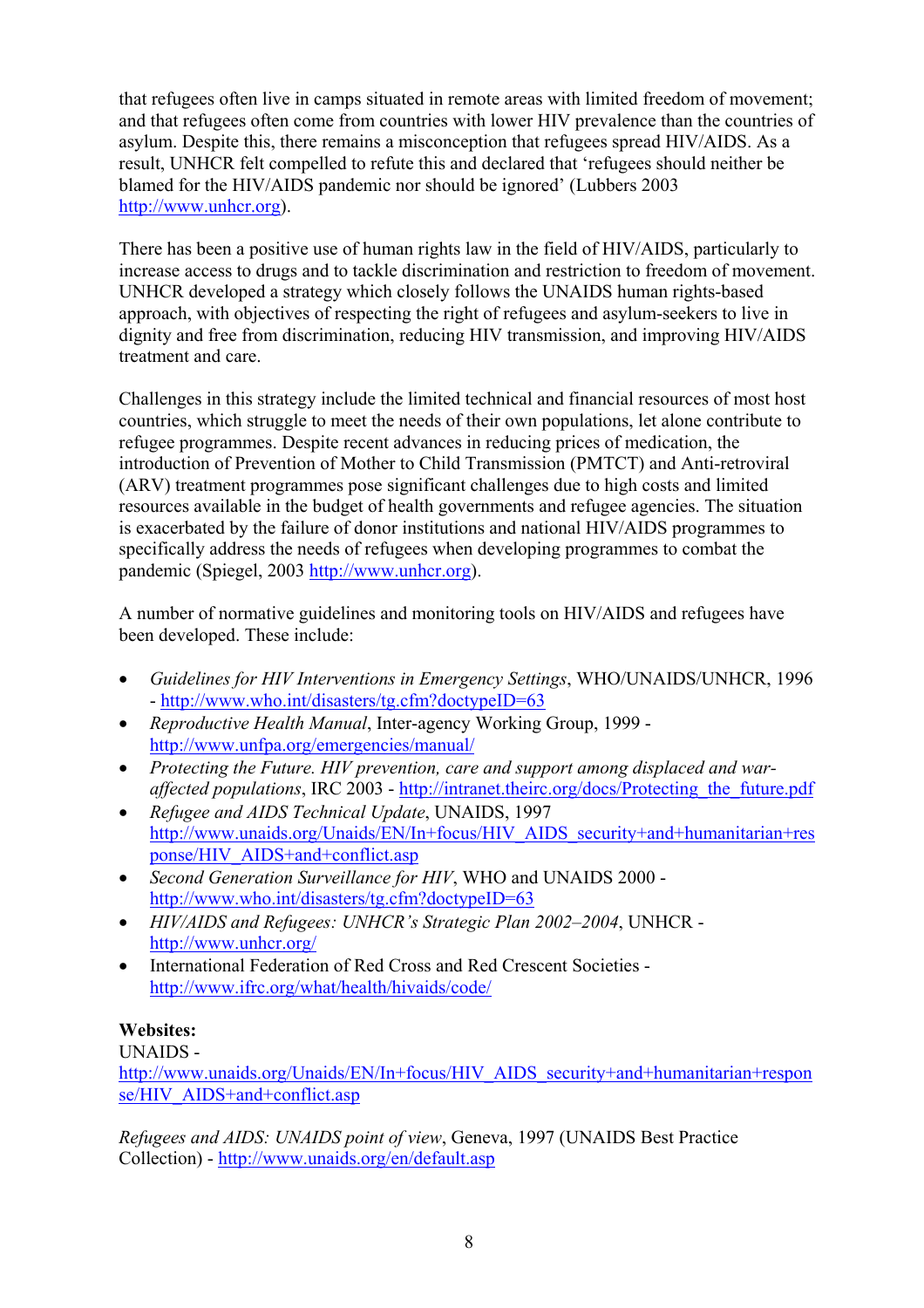that refugees often live in camps situated in remote areas with limited freedom of movement; and that refugees often come from countries with lower HIV prevalence than the countries of asylum. Despite this, there remains a misconception that refugees spread HIV/AIDS. As a result, UNHCR felt compelled to refute this and declared that 'refugees should neither be blamed for the HIV/AIDS pandemic nor should be ignored' (Lubbers 2003 http://www.unhcr.org).

There has been a positive use of human rights law in the field of HIV/AIDS, particularly to increase access to drugs and to tackle discrimination and restriction to freedom of movement. UNHCR developed a strategy which closely follows the UNAIDS human rights-based approach, with objectives of respecting the right of refugees and asylum-seekers to live in dignity and free from discrimination, reducing HIV transmission, and improving HIV/AIDS treatment and care.

Challenges in this strategy include the limited technical and financial resources of most host countries, which struggle to meet the needs of their own populations, let alone contribute to refugee programmes. Despite recent advances in reducing prices of medication, the introduction of Prevention of Mother to Child Transmission (PMTCT) and Anti-retroviral (ARV) treatment programmes pose significant challenges due to high costs and limited resources available in the budget of health governments and refugee agencies. The situation is exacerbated by the failure of donor institutions and national HIV/AIDS programmes to specifically address the needs of refugees when developing programmes to combat the pandemic (Spiegel, 2003 http://www.unhcr.org).

A number of normative guidelines and monitoring tools on HIV/AIDS and refugees have been developed. These include:

- *Guidelines for HIV Interventions in Emergency Settings*, WHO/UNAIDS/UNHCR, 1996 - http://www.who.int/disasters/tg.cfm?doctypeID=63
- *Reproductive Health Manual*, Inter-agency Working Group, 1999 - http://www.unfpa.org/emergencies/manual/
- *Protecting the Future. HIV prevention, care and support among displaced and war-affected populations*, IRC 2003 - http://intranet.theirc.org/docs/Protecting_the_future.pdf
- *Refugee and AIDS Technical Update*, UNAIDS, 1997 http://www.unaids.org/Unaids/EN/In+focus/HIV_AIDS_security+and+humanitarian+response/HIV_AIDS+and+conflict.asp
- *Second Generation Surveillance for HIV*, WHO and UNAIDS 2000 - http://www.who.int/disasters/tg.cfm?doctypeID=63
- *HIV/AIDS and Refugees: UNHCR's Strategic Plan 2002–2004*, UNHCR - http://www.unhcr.org/
- International Federation of Red Cross and Red Crescent Societies - http://www.ifrc.org/what/health/hivaids/code/

**Websites:**
UNAIDS - http://www.unaids.org/Unaids/EN/In+focus/HIV_AIDS_security+and+humanitarian+response/HIV_AIDS+and+conflict.asp

*Refugees and AIDS: UNAIDS point of view*, Geneva, 1997 (UNAIDS Best Practice Collection) - http://www.unaids.org/en/default.asp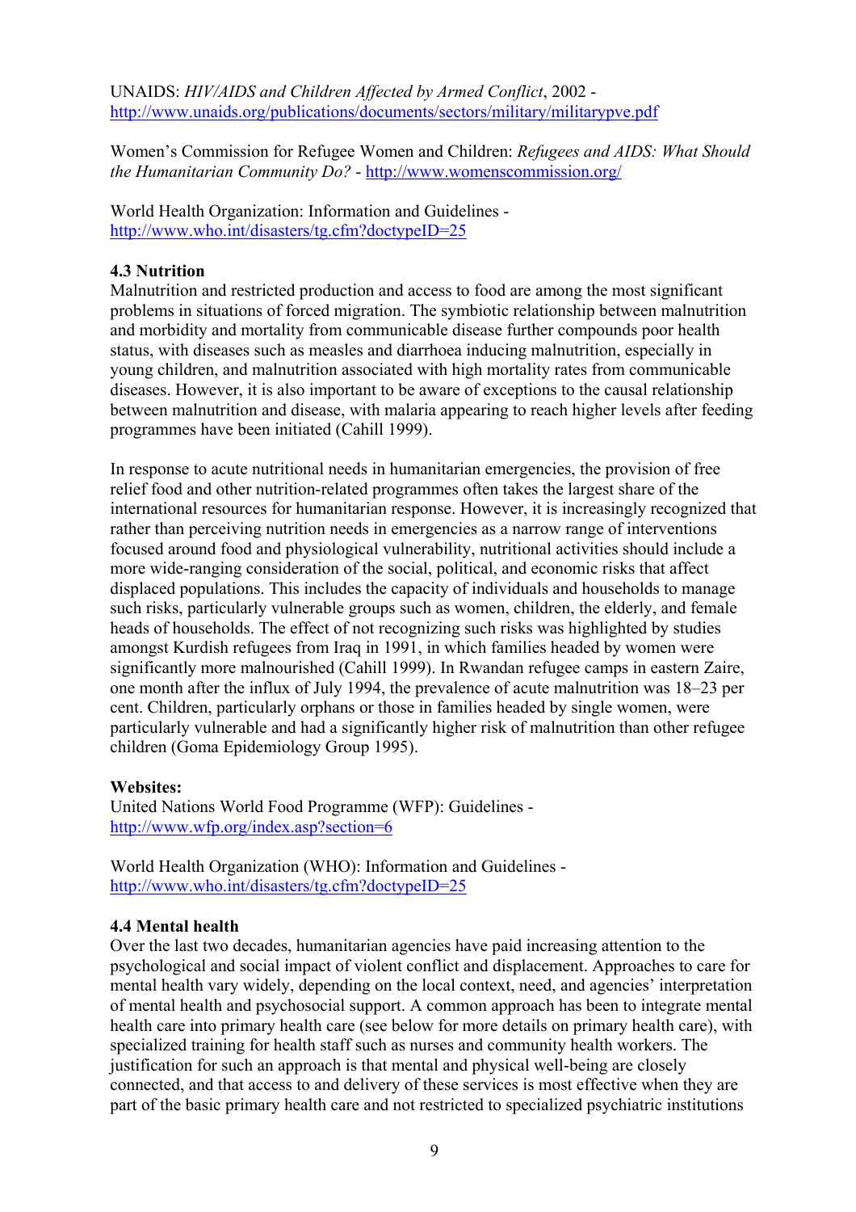UNAIDS: *HIV/AIDS and Children Affected by Armed Conflict*, 2002 - http://www.unaids.org/publications/documents/sectors/military/militarypve.pdf

Women's Commission for Refugee Women and Children: *Refugees and AIDS: What Should the Humanitarian Community Do?* - http://www.womenscommission.org/

World Health Organization: Information and Guidelines - http://www.who.int/disasters/tg.cfm?doctypeID=25

### 4.3 Nutrition

Malnutrition and restricted production and access to food are among the most significant problems in situations of forced migration. The symbiotic relationship between malnutrition and morbidity and mortality from communicable disease further compounds poor health status, with diseases such as measles and diarrhoea inducing malnutrition, especially in young children, and malnutrition associated with high mortality rates from communicable diseases. However, it is also important to be aware of exceptions to the causal relationship between malnutrition and disease, with malaria appearing to reach higher levels after feeding programmes have been initiated (Cahill 1999).

In response to acute nutritional needs in humanitarian emergencies, the provision of free relief food and other nutrition-related programmes often takes the largest share of the international resources for humanitarian response. However, it is increasingly recognized that rather than perceiving nutrition needs in emergencies as a narrow range of interventions focused around food and physiological vulnerability, nutritional activities should include a more wide-ranging consideration of the social, political, and economic risks that affect displaced populations. This includes the capacity of individuals and households to manage such risks, particularly vulnerable groups such as women, children, the elderly, and female heads of households. The effect of not recognizing such risks was highlighted by studies amongst Kurdish refugees from Iraq in 1991, in which families headed by women were significantly more malnourished (Cahill 1999). In Rwandan refugee camps in eastern Zaire, one month after the influx of July 1994, the prevalence of acute malnutrition was 18–23 per cent. Children, particularly orphans or those in families headed by single women, were particularly vulnerable and had a significantly higher risk of malnutrition than other refugee children (Goma Epidemiology Group 1995).

**Websites:**

United Nations World Food Programme (WFP): Guidelines - http://www.wfp.org/index.asp?section=6

World Health Organization (WHO): Information and Guidelines - http://www.who.int/disasters/tg.cfm?doctypeID=25

### 4.4 Mental health

Over the last two decades, humanitarian agencies have paid increasing attention to the psychological and social impact of violent conflict and displacement. Approaches to care for mental health vary widely, depending on the local context, need, and agencies' interpretation of mental health and psychosocial support. A common approach has been to integrate mental health care into primary health care (see below for more details on primary health care), with specialized training for health staff such as nurses and community health workers. The justification for such an approach is that mental and physical well-being are closely connected, and that access to and delivery of these services is most effective when they are part of the basic primary health care and not restricted to specialized psychiatric institutions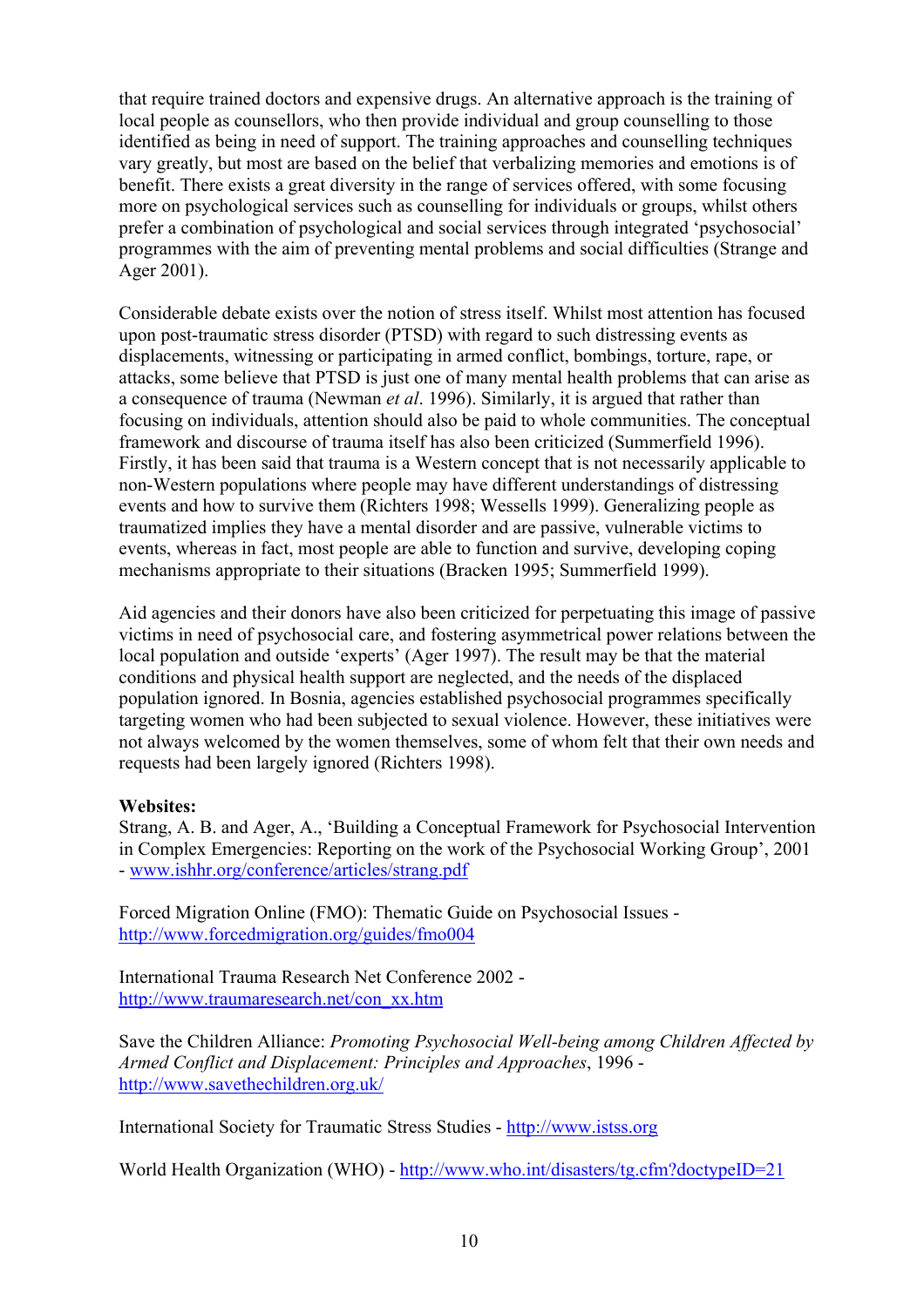that require trained doctors and expensive drugs. An alternative approach is the training of local people as counsellors, who then provide individual and group counselling to those identified as being in need of support. The training approaches and counselling techniques vary greatly, but most are based on the belief that verbalizing memories and emotions is of benefit. There exists a great diversity in the range of services offered, with some focusing more on psychological services such as counselling for individuals or groups, whilst others prefer a combination of psychological and social services through integrated 'psychosocial' programmes with the aim of preventing mental problems and social difficulties (Strange and Ager 2001).

Considerable debate exists over the notion of stress itself. Whilst most attention has focused upon post-traumatic stress disorder (PTSD) with regard to such distressing events as displacements, witnessing or participating in armed conflict, bombings, torture, rape, or attacks, some believe that PTSD is just one of many mental health problems that can arise as a consequence of trauma (Newman *et al*. 1996). Similarly, it is argued that rather than focusing on individuals, attention should also be paid to whole communities. The conceptual framework and discourse of trauma itself has also been criticized (Summerfield 1996). Firstly, it has been said that trauma is a Western concept that is not necessarily applicable to non-Western populations where people may have different understandings of distressing events and how to survive them (Richters 1998; Wessells 1999). Generalizing people as traumatized implies they have a mental disorder and are passive, vulnerable victims to events, whereas in fact, most people are able to function and survive, developing coping mechanisms appropriate to their situations (Bracken 1995; Summerfield 1999).

Aid agencies and their donors have also been criticized for perpetuating this image of passive victims in need of psychosocial care, and fostering asymmetrical power relations between the local population and outside 'experts' (Ager 1997). The result may be that the material conditions and physical health support are neglected, and the needs of the displaced population ignored. In Bosnia, agencies established psychosocial programmes specifically targeting women who had been subjected to sexual violence. However, these initiatives were not always welcomed by the women themselves, some of whom felt that their own needs and requests had been largely ignored (Richters 1998).

**Websites:**

Strang, A. B. and Ager, A., 'Building a Conceptual Framework for Psychosocial Intervention in Complex Emergencies: Reporting on the work of the Psychosocial Working Group', 2001 - www.ishhr.org/conference/articles/strang.pdf

Forced Migration Online (FMO): Thematic Guide on Psychosocial Issues - http://www.forcedmigration.org/guides/fmo004

International Trauma Research Net Conference 2002 - http://www.traumaresearch.net/con_xx.htm

Save the Children Alliance: *Promoting Psychosocial Well-being among Children Affected by Armed Conflict and Displacement: Principles and Approaches*, 1996 - http://www.savethechildren.org.uk/

International Society for Traumatic Stress Studies - http://www.istss.org

World Health Organization (WHO) - http://www.who.int/disasters/tg.cfm?doctypeID=21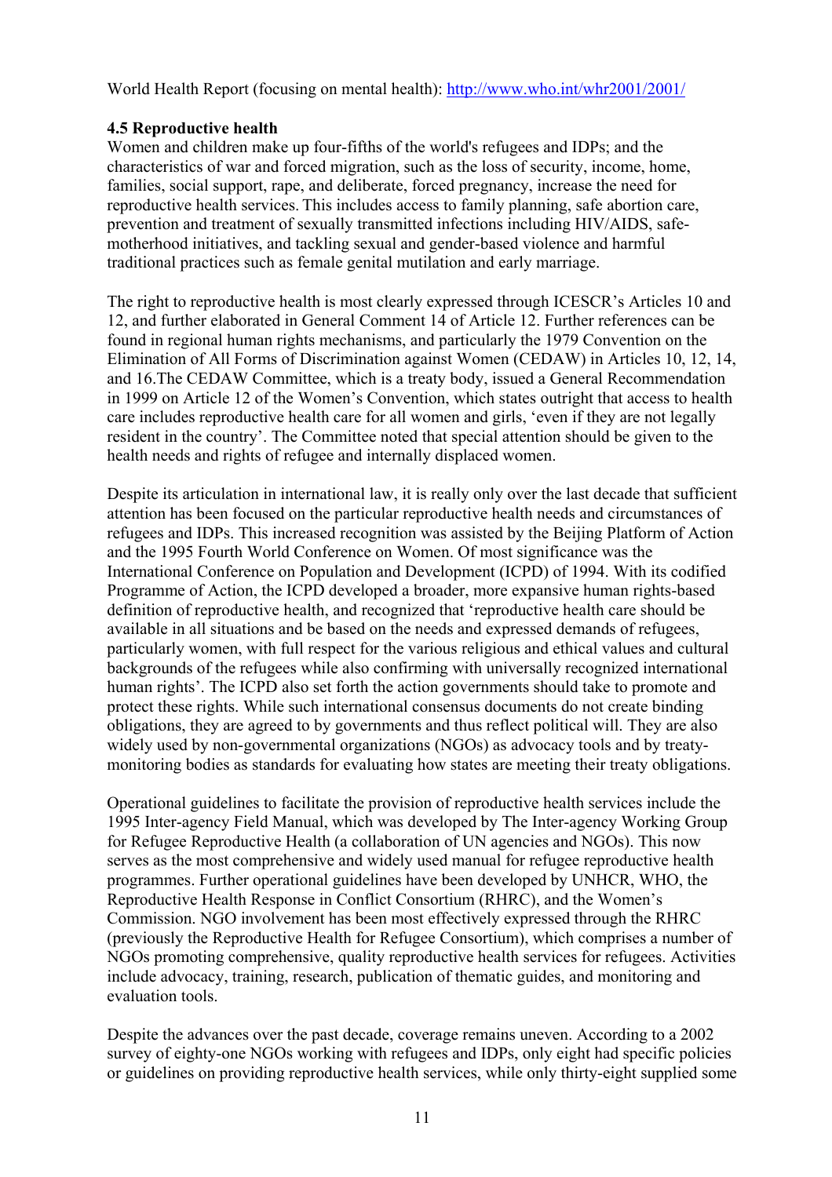World Health Report (focusing on mental health): http://www.who.int/whr2001/2001/

### 4.5 Reproductive health

Women and children make up four-fifths of the world's refugees and IDPs; and the characteristics of war and forced migration, such as the loss of security, income, home, families, social support, rape, and deliberate, forced pregnancy, increase the need for reproductive health services. This includes access to family planning, safe abortion care, prevention and treatment of sexually transmitted infections including HIV/AIDS, safe-motherhood initiatives, and tackling sexual and gender-based violence and harmful traditional practices such as female genital mutilation and early marriage.

The right to reproductive health is most clearly expressed through ICESCR's Articles 10 and 12, and further elaborated in General Comment 14 of Article 12. Further references can be found in regional human rights mechanisms, and particularly the 1979 Convention on the Elimination of All Forms of Discrimination against Women (CEDAW) in Articles 10, 12, 14, and 16.The CEDAW Committee, which is a treaty body, issued a General Recommendation in 1999 on Article 12 of the Women's Convention, which states outright that access to health care includes reproductive health care for all women and girls, 'even if they are not legally resident in the country'. The Committee noted that special attention should be given to the health needs and rights of refugee and internally displaced women.

Despite its articulation in international law, it is really only over the last decade that sufficient attention has been focused on the particular reproductive health needs and circumstances of refugees and IDPs. This increased recognition was assisted by the Beijing Platform of Action and the 1995 Fourth World Conference on Women. Of most significance was the International Conference on Population and Development (ICPD) of 1994. With its codified Programme of Action, the ICPD developed a broader, more expansive human rights-based definition of reproductive health, and recognized that 'reproductive health care should be available in all situations and be based on the needs and expressed demands of refugees, particularly women, with full respect for the various religious and ethical values and cultural backgrounds of the refugees while also confirming with universally recognized international human rights'. The ICPD also set forth the action governments should take to promote and protect these rights. While such international consensus documents do not create binding obligations, they are agreed to by governments and thus reflect political will. They are also widely used by non-governmental organizations (NGOs) as advocacy tools and by treaty-monitoring bodies as standards for evaluating how states are meeting their treaty obligations.

Operational guidelines to facilitate the provision of reproductive health services include the 1995 Inter-agency Field Manual, which was developed by The Inter-agency Working Group for Refugee Reproductive Health (a collaboration of UN agencies and NGOs). This now serves as the most comprehensive and widely used manual for refugee reproductive health programmes. Further operational guidelines have been developed by UNHCR, WHO, the Reproductive Health Response in Conflict Consortium (RHRC), and the Women's Commission. NGO involvement has been most effectively expressed through the RHRC (previously the Reproductive Health for Refugee Consortium), which comprises a number of NGOs promoting comprehensive, quality reproductive health services for refugees. Activities include advocacy, training, research, publication of thematic guides, and monitoring and evaluation tools.

Despite the advances over the past decade, coverage remains uneven. According to a 2002 survey of eighty-one NGOs working with refugees and IDPs, only eight had specific policies or guidelines on providing reproductive health services, while only thirty-eight supplied some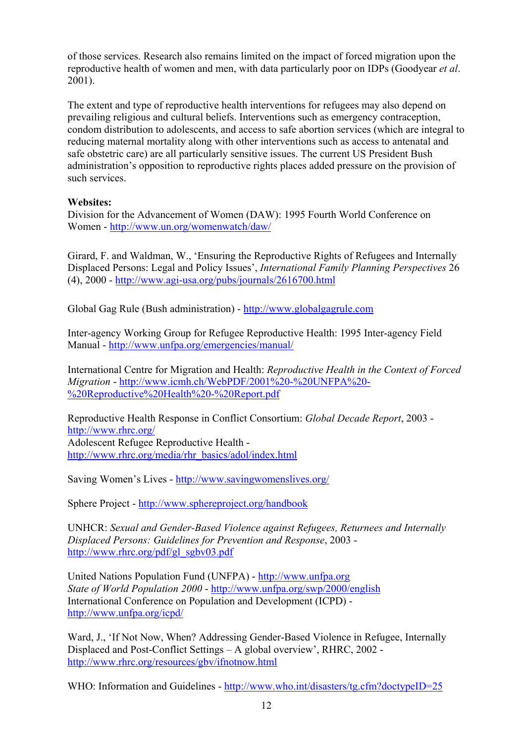of those services. Research also remains limited on the impact of forced migration upon the reproductive health of women and men, with data particularly poor on IDPs (Goodyear *et al*. 2001).

The extent and type of reproductive health interventions for refugees may also depend on prevailing religious and cultural beliefs. Interventions such as emergency contraception, condom distribution to adolescents, and access to safe abortion services (which are integral to reducing maternal mortality along with other interventions such as access to antenatal and safe obstetric care) are all particularly sensitive issues. The current US President Bush administration's opposition to reproductive rights places added pressure on the provision of such services.

**Websites:**

Division for the Advancement of Women (DAW): 1995 Fourth World Conference on Women - http://www.un.org/womenwatch/daw/

Girard, F. and Waldman, W., 'Ensuring the Reproductive Rights of Refugees and Internally Displaced Persons: Legal and Policy Issues', *International Family Planning Perspectives* 26 (4), 2000 - http://www.agi-usa.org/pubs/journals/2616700.html

Global Gag Rule (Bush administration) - http://www.globalgagrule.com

Inter-agency Working Group for Refugee Reproductive Health: 1995 Inter-agency Field Manual - http://www.unfpa.org/emergencies/manual/

International Centre for Migration and Health: *Reproductive Health in the Context of Forced Migration* - http://www.icmh.ch/WebPDF/2001%20-%20UNFPA%20-%20Reproductive%20Health%20-%20Report.pdf

Reproductive Health Response in Conflict Consortium: *Global Decade Report*, 2003 - http://www.rhrc.org/
Adolescent Refugee Reproductive Health - http://www.rhrc.org/media/rhr_basics/adol/index.html

Saving Women's Lives - http://www.savingwomenslives.org/

Sphere Project - http://www.sphereproject.org/handbook

UNHCR: *Sexual and Gender-Based Violence against Refugees, Returnees and Internally Displaced Persons: Guidelines for Prevention and Response*, 2003 - http://www.rhrc.org/pdf/gl_sgbv03.pdf

United Nations Population Fund (UNFPA) - http://www.unfpa.org
*State of World Population 2000* - http://www.unfpa.org/swp/2000/english
International Conference on Population and Development (ICPD) - http://www.unfpa.org/icpd/

Ward, J., 'If Not Now, When? Addressing Gender-Based Violence in Refugee, Internally Displaced and Post-Conflict Settings – A global overview', RHRC, 2002 - http://www.rhrc.org/resources/gbv/ifnotnow.html

WHO: Information and Guidelines - http://www.who.int/disasters/tg.cfm?doctypeID=25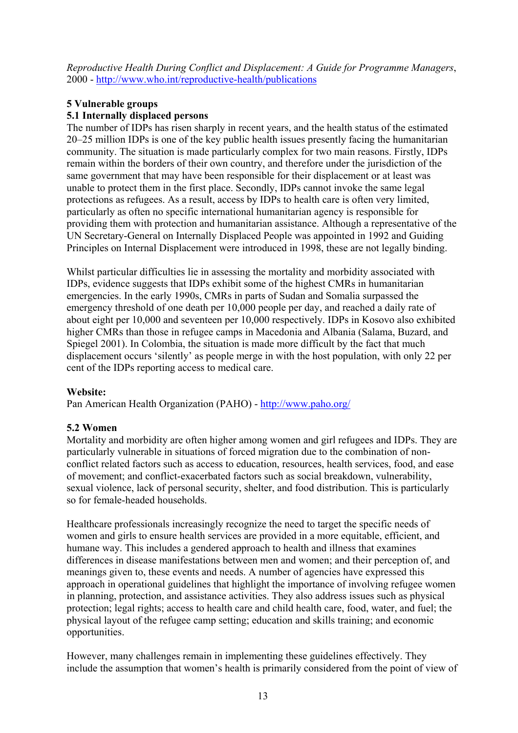*Reproductive Health During Conflict and Displacement: A Guide for Programme Managers*, 2000 - http://www.who.int/reproductive-health/publications

## 5 Vulnerable groups

### 5.1 Internally displaced persons

The number of IDPs has risen sharply in recent years, and the health status of the estimated 20–25 million IDPs is one of the key public health issues presently facing the humanitarian community. The situation is made particularly complex for two main reasons. Firstly, IDPs remain within the borders of their own country, and therefore under the jurisdiction of the same government that may have been responsible for their displacement or at least was unable to protect them in the first place. Secondly, IDPs cannot invoke the same legal protections as refugees. As a result, access by IDPs to health care is often very limited, particularly as often no specific international humanitarian agency is responsible for providing them with protection and humanitarian assistance. Although a representative of the UN Secretary-General on Internally Displaced People was appointed in 1992 and Guiding Principles on Internal Displacement were introduced in 1998, these are not legally binding.

Whilst particular difficulties lie in assessing the mortality and morbidity associated with IDPs, evidence suggests that IDPs exhibit some of the highest CMRs in humanitarian emergencies. In the early 1990s, CMRs in parts of Sudan and Somalia surpassed the emergency threshold of one death per 10,000 people per day, and reached a daily rate of about eight per 10,000 and seventeen per 10,000 respectively. IDPs in Kosovo also exhibited higher CMRs than those in refugee camps in Macedonia and Albania (Salama, Buzard, and Spiegel 2001). In Colombia, the situation is made more difficult by the fact that much displacement occurs 'silently' as people merge in with the host population, with only 22 per cent of the IDPs reporting access to medical care.

**Website:**
Pan American Health Organization (PAHO) - http://www.paho.org/

### 5.2 Women

Mortality and morbidity are often higher among women and girl refugees and IDPs. They are particularly vulnerable in situations of forced migration due to the combination of non-conflict related factors such as access to education, resources, health services, food, and ease of movement; and conflict-exacerbated factors such as social breakdown, vulnerability, sexual violence, lack of personal security, shelter, and food distribution. This is particularly so for female-headed households.

Healthcare professionals increasingly recognize the need to target the specific needs of women and girls to ensure health services are provided in a more equitable, efficient, and humane way. This includes a gendered approach to health and illness that examines differences in disease manifestations between men and women; and their perception of, and meanings given to, these events and needs. A number of agencies have expressed this approach in operational guidelines that highlight the importance of involving refugee women in planning, protection, and assistance activities. They also address issues such as physical protection; legal rights; access to health care and child health care, food, water, and fuel; the physical layout of the refugee camp setting; education and skills training; and economic opportunities.

However, many challenges remain in implementing these guidelines effectively. They include the assumption that women's health is primarily considered from the point of view of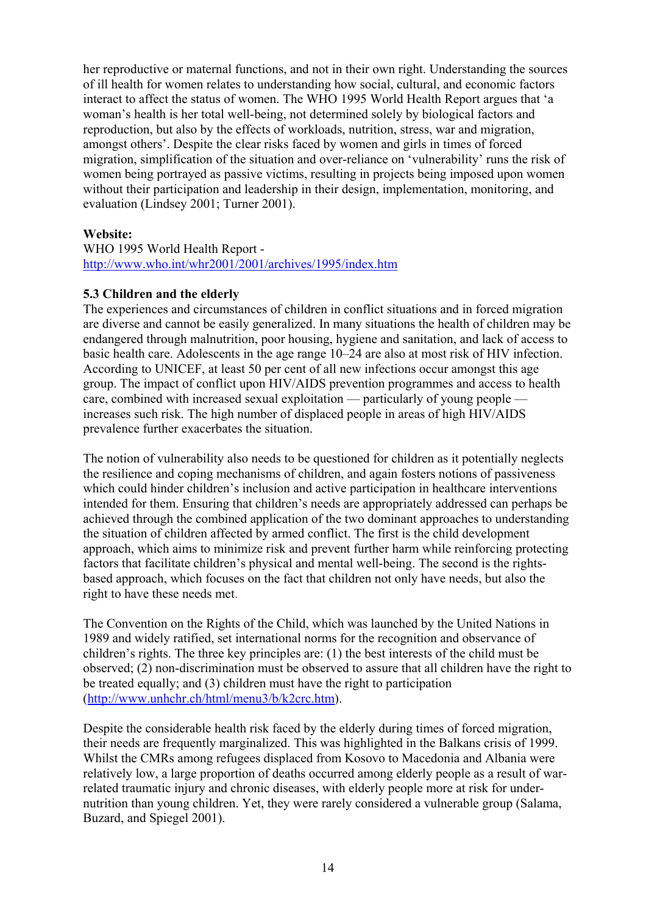her reproductive or maternal functions, and not in their own right. Understanding the sources of ill health for women relates to understanding how social, cultural, and economic factors interact to affect the status of women. The WHO 1995 World Health Report argues that 'a woman's health is her total well-being, not determined solely by biological factors and reproduction, but also by the effects of workloads, nutrition, stress, war and migration, amongst others'. Despite the clear risks faced by women and girls in times of forced migration, simplification of the situation and over-reliance on 'vulnerability' runs the risk of women being portrayed as passive victims, resulting in projects being imposed upon women without their participation and leadership in their design, implementation, monitoring, and evaluation (Lindsey 2001; Turner 2001).

**Website:**
WHO 1995 World Health Report - [http://www.who.int/whr2001/2001/archives/1995/index.htm](http://www.who.int/whr2001/2001/archives/1995/index.htm)

**5.3 Children and the elderly**

The experiences and circumstances of children in conflict situations and in forced migration are diverse and cannot be easily generalized. In many situations the health of children may be endangered through malnutrition, poor housing, hygiene and sanitation, and lack of access to basic health care. Adolescents in the age range 10–24 are also at most risk of HIV infection. According to UNICEF, at least 50 per cent of all new infections occur amongst this age group. The impact of conflict upon HIV/AIDS prevention programmes and access to health care, combined with increased sexual exploitation — particularly of young people — increases such risk. The high number of displaced people in areas of high HIV/AIDS prevalence further exacerbates the situation.

The notion of vulnerability also needs to be questioned for children as it potentially neglects the resilience and coping mechanisms of children, and again fosters notions of passiveness which could hinder children's inclusion and active participation in healthcare interventions intended for them. Ensuring that children's needs are appropriately addressed can perhaps be achieved through the combined application of the two dominant approaches to understanding the situation of children affected by armed conflict. The first is the child development approach, which aims to minimize risk and prevent further harm while reinforcing protecting factors that facilitate children's physical and mental well-being. The second is the rights-based approach, which focuses on the fact that children not only have needs, but also the right to have these needs met.

The Convention on the Rights of the Child, which was launched by the United Nations in 1989 and widely ratified, set international norms for the recognition and observance of children's rights. The three key principles are: (1) the best interests of the child must be observed; (2) non-discrimination must be observed to assure that all children have the right to be treated equally; and (3) children must have the right to participation ([http://www.unhchr.ch/html/menu3/b/k2crc.htm](http://www.unhchr.ch/html/menu3/b/k2crc.htm)).

Despite the considerable health risk faced by the elderly during times of forced migration, their needs are frequently marginalized. This was highlighted in the Balkans crisis of 1999. Whilst the CMRs among refugees displaced from Kosovo to Macedonia and Albania were relatively low, a large proportion of deaths occurred among elderly people as a result of war-related traumatic injury and chronic diseases, with elderly people more at risk for under-nutrition than young children. Yet, they were rarely considered a vulnerable group (Salama, Buzard, and Spiegel 2001).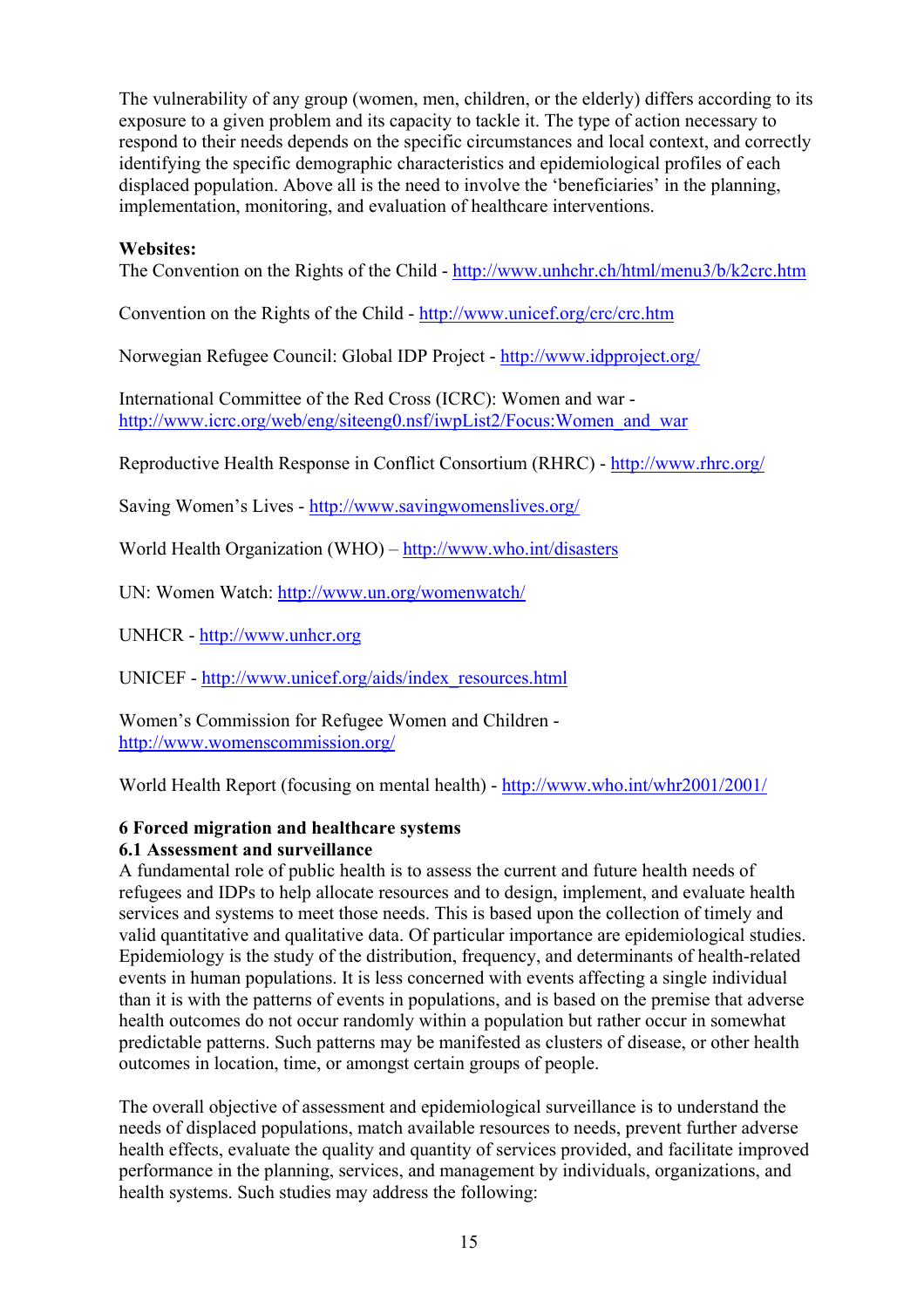The vulnerability of any group (women, men, children, or the elderly) differs according to its exposure to a given problem and its capacity to tackle it. The type of action necessary to respond to their needs depends on the specific circumstances and local context, and correctly identifying the specific demographic characteristics and epidemiological profiles of each displaced population. Above all is the need to involve the 'beneficiaries' in the planning, implementation, monitoring, and evaluation of healthcare interventions.

**Websites:**

The Convention on the Rights of the Child - http://www.unhchr.ch/html/menu3/b/k2crc.htm

Convention on the Rights of the Child - http://www.unicef.org/crc/crc.htm

Norwegian Refugee Council: Global IDP Project - http://www.idpproject.org/

International Committee of the Red Cross (ICRC): Women and war - http://www.icrc.org/web/eng/siteeng0.nsf/iwpList2/Focus:Women_and_war

Reproductive Health Response in Conflict Consortium (RHRC) - http://www.rhrc.org/

Saving Women's Lives - http://www.savingwomenslives.org/

World Health Organization (WHO) – http://www.who.int/disasters

UN: Women Watch: http://www.un.org/womenwatch/

UNHCR - http://www.unhcr.org

UNICEF - http://www.unicef.org/aids/index_resources.html

Women's Commission for Refugee Women and Children - http://www.womenscommission.org/

World Health Report (focusing on mental health) - http://www.who.int/whr2001/2001/

## 6 Forced migration and healthcare systems

### 6.1 Assessment and surveillance

A fundamental role of public health is to assess the current and future health needs of refugees and IDPs to help allocate resources and to design, implement, and evaluate health services and systems to meet those needs. This is based upon the collection of timely and valid quantitative and qualitative data. Of particular importance are epidemiological studies. Epidemiology is the study of the distribution, frequency, and determinants of health-related events in human populations. It is less concerned with events affecting a single individual than it is with the patterns of events in populations, and is based on the premise that adverse health outcomes do not occur randomly within a population but rather occur in somewhat predictable patterns. Such patterns may be manifested as clusters of disease, or other health outcomes in location, time, or amongst certain groups of people.

The overall objective of assessment and epidemiological surveillance is to understand the needs of displaced populations, match available resources to needs, prevent further adverse health effects, evaluate the quality and quantity of services provided, and facilitate improved performance in the planning, services, and management by individuals, organizations, and health systems. Such studies may address the following: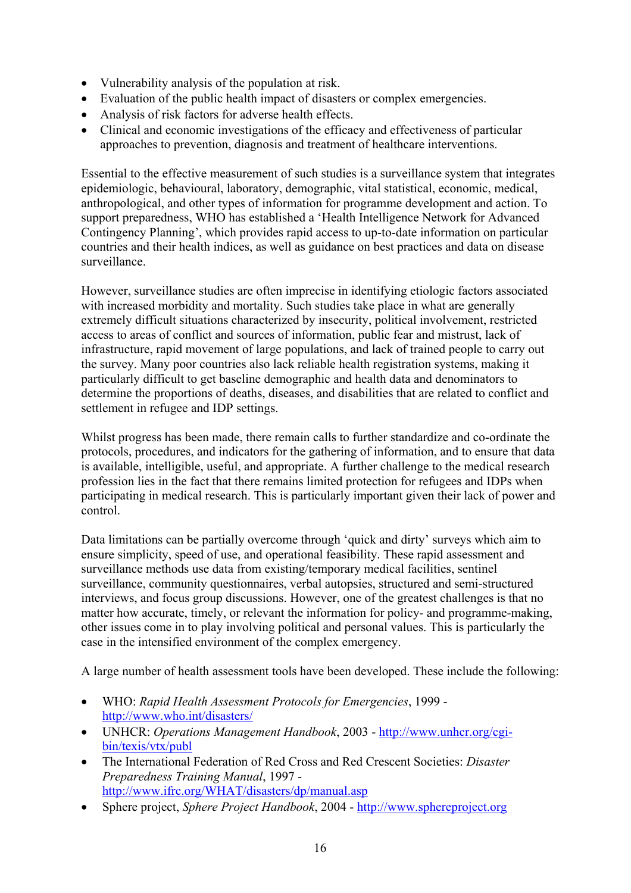- Vulnerability analysis of the population at risk.
- Evaluation of the public health impact of disasters or complex emergencies.
- Analysis of risk factors for adverse health effects.
- Clinical and economic investigations of the efficacy and effectiveness of particular approaches to prevention, diagnosis and treatment of healthcare interventions.

Essential to the effective measurement of such studies is a surveillance system that integrates epidemiologic, behavioural, laboratory, demographic, vital statistical, economic, medical, anthropological, and other types of information for programme development and action. To support preparedness, WHO has established a 'Health Intelligence Network for Advanced Contingency Planning', which provides rapid access to up-to-date information on particular countries and their health indices, as well as guidance on best practices and data on disease surveillance.

However, surveillance studies are often imprecise in identifying etiologic factors associated with increased morbidity and mortality. Such studies take place in what are generally extremely difficult situations characterized by insecurity, political involvement, restricted access to areas of conflict and sources of information, public fear and mistrust, lack of infrastructure, rapid movement of large populations, and lack of trained people to carry out the survey. Many poor countries also lack reliable health registration systems, making it particularly difficult to get baseline demographic and health data and denominators to determine the proportions of deaths, diseases, and disabilities that are related to conflict and settlement in refugee and IDP settings.

Whilst progress has been made, there remain calls to further standardize and co-ordinate the protocols, procedures, and indicators for the gathering of information, and to ensure that data is available, intelligible, useful, and appropriate. A further challenge to the medical research profession lies in the fact that there remains limited protection for refugees and IDPs when participating in medical research. This is particularly important given their lack of power and control.

Data limitations can be partially overcome through 'quick and dirty' surveys which aim to ensure simplicity, speed of use, and operational feasibility. These rapid assessment and surveillance methods use data from existing/temporary medical facilities, sentinel surveillance, community questionnaires, verbal autopsies, structured and semi-structured interviews, and focus group discussions. However, one of the greatest challenges is that no matter how accurate, timely, or relevant the information for policy- and programme-making, other issues come in to play involving political and personal values. This is particularly the case in the intensified environment of the complex emergency.

A large number of health assessment tools have been developed. These include the following:

- WHO: *Rapid Health Assessment Protocols for Emergencies*, 1999 - http://www.who.int/disasters/
- UNHCR: *Operations Management Handbook*, 2003 - http://www.unhcr.org/cgi-bin/texis/vtx/publ
- The International Federation of Red Cross and Red Crescent Societies: *Disaster Preparedness Training Manual*, 1997 - http://www.ifrc.org/WHAT/disasters/dp/manual.asp
- Sphere project, *Sphere Project Handbook*, 2004 - http://www.sphereproject.org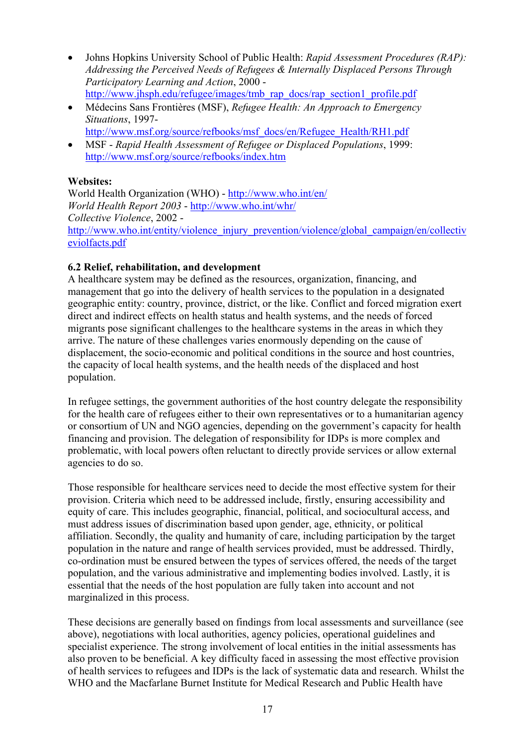- Johns Hopkins University School of Public Health: *Rapid Assessment Procedures (RAP): Addressing the Perceived Needs of Refugees & Internally Displaced Persons Through Participatory Learning and Action*, 2000 - http://www.jhsph.edu/refugee/images/tmb_rap_docs/rap_section1_profile.pdf
- Médecins Sans Frontières (MSF), *Refugee Health: An Approach to Emergency Situations*, 1997- http://www.msf.org/source/refbooks/msf_docs/en/Refugee_Health/RH1.pdf
- MSF - *Rapid Health Assessment of Refugee or Displaced Populations*, 1999: http://www.msf.org/source/refbooks/index.htm

**Websites:**

World Health Organization (WHO) - http://www.who.int/en/
*World Health Report 2003* - http://www.who.int/whr/
*Collective Violence*, 2002 - http://www.who.int/entity/violence_injury_prevention/violence/global_campaign/en/collectiveviolfacts.pdf

**6.2 Relief, rehabilitation, and development**

A healthcare system may be defined as the resources, organization, financing, and management that go into the delivery of health services to the population in a designated geographic entity: country, province, district, or the like. Conflict and forced migration exert direct and indirect effects on health status and health systems, and the needs of forced migrants pose significant challenges to the healthcare systems in the areas in which they arrive. The nature of these challenges varies enormously depending on the cause of displacement, the socio-economic and political conditions in the source and host countries, the capacity of local health systems, and the health needs of the displaced and host population.

In refugee settings, the government authorities of the host country delegate the responsibility for the health care of refugees either to their own representatives or to a humanitarian agency or consortium of UN and NGO agencies, depending on the government's capacity for health financing and provision. The delegation of responsibility for IDPs is more complex and problematic, with local powers often reluctant to directly provide services or allow external agencies to do so.

Those responsible for healthcare services need to decide the most effective system for their provision. Criteria which need to be addressed include, firstly, ensuring accessibility and equity of care. This includes geographic, financial, political, and sociocultural access, and must address issues of discrimination based upon gender, age, ethnicity, or political affiliation. Secondly, the quality and humanity of care, including participation by the target population in the nature and range of health services provided, must be addressed. Thirdly, co-ordination must be ensured between the types of services offered, the needs of the target population, and the various administrative and implementing bodies involved. Lastly, it is essential that the needs of the host population are fully taken into account and not marginalized in this process.

These decisions are generally based on findings from local assessments and surveillance (see above), negotiations with local authorities, agency policies, operational guidelines and specialist experience. The strong involvement of local entities in the initial assessments has also proven to be beneficial. A key difficulty faced in assessing the most effective provision of health services to refugees and IDPs is the lack of systematic data and research. Whilst the WHO and the Macfarlane Burnet Institute for Medical Research and Public Health have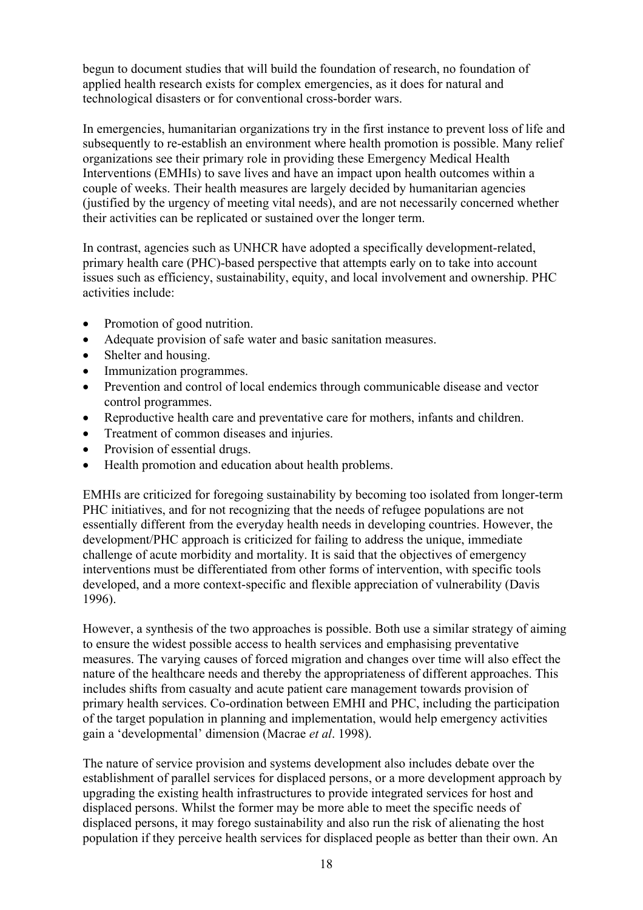begun to document studies that will build the foundation of research, no foundation of applied health research exists for complex emergencies, as it does for natural and technological disasters or for conventional cross-border wars.

In emergencies, humanitarian organizations try in the first instance to prevent loss of life and subsequently to re-establish an environment where health promotion is possible. Many relief organizations see their primary role in providing these Emergency Medical Health Interventions (EMHIs) to save lives and have an impact upon health outcomes within a couple of weeks. Their health measures are largely decided by humanitarian agencies (justified by the urgency of meeting vital needs), and are not necessarily concerned whether their activities can be replicated or sustained over the longer term.

In contrast, agencies such as UNHCR have adopted a specifically development-related, primary health care (PHC)-based perspective that attempts early on to take into account issues such as efficiency, sustainability, equity, and local involvement and ownership. PHC activities include:

- Promotion of good nutrition.
- Adequate provision of safe water and basic sanitation measures.
- Shelter and housing.
- Immunization programmes.
- Prevention and control of local endemics through communicable disease and vector control programmes.
- Reproductive health care and preventative care for mothers, infants and children.
- Treatment of common diseases and injuries.
- Provision of essential drugs.
- Health promotion and education about health problems.

EMHIs are criticized for foregoing sustainability by becoming too isolated from longer-term PHC initiatives, and for not recognizing that the needs of refugee populations are not essentially different from the everyday health needs in developing countries. However, the development/PHC approach is criticized for failing to address the unique, immediate challenge of acute morbidity and mortality. It is said that the objectives of emergency interventions must be differentiated from other forms of intervention, with specific tools developed, and a more context-specific and flexible appreciation of vulnerability (Davis 1996).

However, a synthesis of the two approaches is possible. Both use a similar strategy of aiming to ensure the widest possible access to health services and emphasising preventative measures. The varying causes of forced migration and changes over time will also effect the nature of the healthcare needs and thereby the appropriateness of different approaches. This includes shifts from casualty and acute patient care management towards provision of primary health services. Co-ordination between EMHI and PHC, including the participation of the target population in planning and implementation, would help emergency activities gain a 'developmental' dimension (Macrae *et al*. 1998).

The nature of service provision and systems development also includes debate over the establishment of parallel services for displaced persons, or a more development approach by upgrading the existing health infrastructures to provide integrated services for host and displaced persons. Whilst the former may be more able to meet the specific needs of displaced persons, it may forego sustainability and also run the risk of alienating the host population if they perceive health services for displaced people as better than their own. An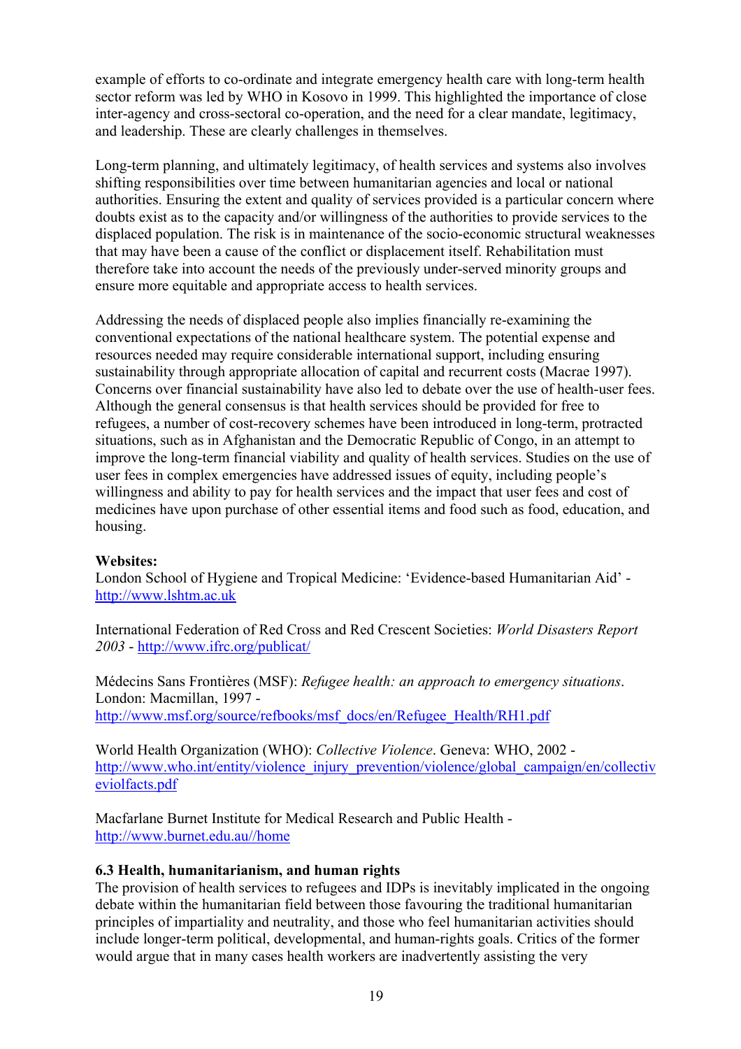example of efforts to co-ordinate and integrate emergency health care with long-term health sector reform was led by WHO in Kosovo in 1999. This highlighted the importance of close inter-agency and cross-sectoral co-operation, and the need for a clear mandate, legitimacy, and leadership. These are clearly challenges in themselves.

Long-term planning, and ultimately legitimacy, of health services and systems also involves shifting responsibilities over time between humanitarian agencies and local or national authorities. Ensuring the extent and quality of services provided is a particular concern where doubts exist as to the capacity and/or willingness of the authorities to provide services to the displaced population. The risk is in maintenance of the socio-economic structural weaknesses that may have been a cause of the conflict or displacement itself. Rehabilitation must therefore take into account the needs of the previously under-served minority groups and ensure more equitable and appropriate access to health services.

Addressing the needs of displaced people also implies financially re-examining the conventional expectations of the national healthcare system. The potential expense and resources needed may require considerable international support, including ensuring sustainability through appropriate allocation of capital and recurrent costs (Macrae 1997). Concerns over financial sustainability have also led to debate over the use of health-user fees. Although the general consensus is that health services should be provided for free to refugees, a number of cost-recovery schemes have been introduced in long-term, protracted situations, such as in Afghanistan and the Democratic Republic of Congo, in an attempt to improve the long-term financial viability and quality of health services. Studies on the use of user fees in complex emergencies have addressed issues of equity, including people's willingness and ability to pay for health services and the impact that user fees and cost of medicines have upon purchase of other essential items and food such as food, education, and housing.

**Websites:**
London School of Hygiene and Tropical Medicine: 'Evidence-based Humanitarian Aid' - http://www.lshtm.ac.uk

International Federation of Red Cross and Red Crescent Societies: *World Disasters Report 2003* - http://www.ifrc.org/publicat/

Médecins Sans Frontières (MSF): *Refugee health: an approach to emergency situations*. London: Macmillan, 1997 - http://www.msf.org/source/refbooks/msf_docs/en/Refugee_Health/RH1.pdf

World Health Organization (WHO): *Collective Violence*. Geneva: WHO, 2002 - http://www.who.int/entity/violence_injury_prevention/violence/global_campaign/en/collectiveviolfacts.pdf

Macfarlane Burnet Institute for Medical Research and Public Health - http://www.burnet.edu.au//home

### 6.3 Health, humanitarianism, and human rights

The provision of health services to refugees and IDPs is inevitably implicated in the ongoing debate within the humanitarian field between those favouring the traditional humanitarian principles of impartiality and neutrality, and those who feel humanitarian activities should include longer-term political, developmental, and human-rights goals. Critics of the former would argue that in many cases health workers are inadvertently assisting the very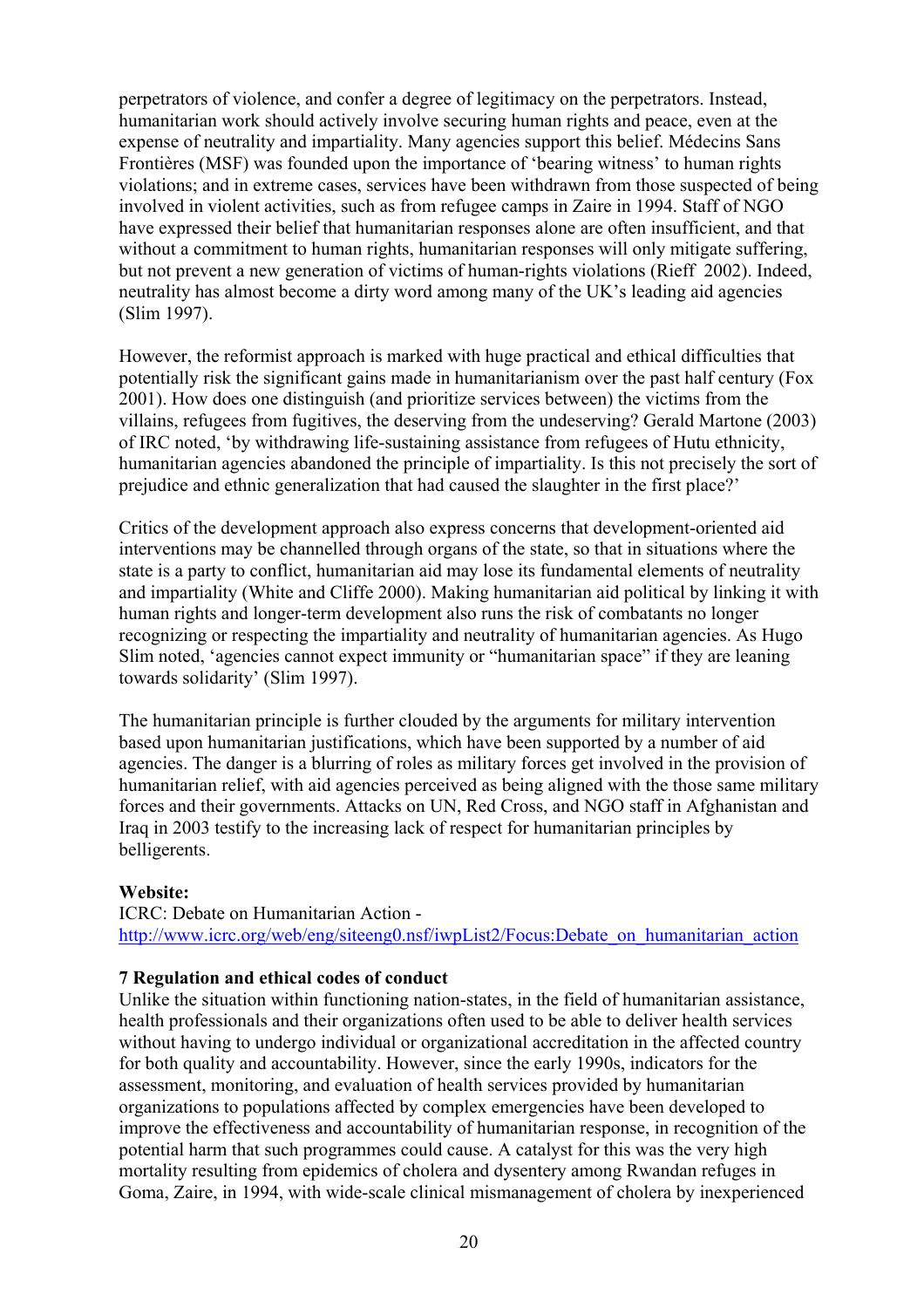perpetrators of violence, and confer a degree of legitimacy on the perpetrators. Instead, humanitarian work should actively involve securing human rights and peace, even at the expense of neutrality and impartiality. Many agencies support this belief. Médecins Sans Frontières (MSF) was founded upon the importance of 'bearing witness' to human rights violations; and in extreme cases, services have been withdrawn from those suspected of being involved in violent activities, such as from refugee camps in Zaire in 1994. Staff of NGO have expressed their belief that humanitarian responses alone are often insufficient, and that without a commitment to human rights, humanitarian responses will only mitigate suffering, but not prevent a new generation of victims of human-rights violations (Rieff 2002). Indeed, neutrality has almost become a dirty word among many of the UK's leading aid agencies (Slim 1997).

However, the reformist approach is marked with huge practical and ethical difficulties that potentially risk the significant gains made in humanitarianism over the past half century (Fox 2001). How does one distinguish (and prioritize services between) the victims from the villains, refugees from fugitives, the deserving from the undeserving? Gerald Martone (2003) of IRC noted, 'by withdrawing life-sustaining assistance from refugees of Hutu ethnicity, humanitarian agencies abandoned the principle of impartiality. Is this not precisely the sort of prejudice and ethnic generalization that had caused the slaughter in the first place?'

Critics of the development approach also express concerns that development-oriented aid interventions may be channelled through organs of the state, so that in situations where the state is a party to conflict, humanitarian aid may lose its fundamental elements of neutrality and impartiality (White and Cliffe 2000). Making humanitarian aid political by linking it with human rights and longer-term development also runs the risk of combatants no longer recognizing or respecting the impartiality and neutrality of humanitarian agencies. As Hugo Slim noted, 'agencies cannot expect immunity or "humanitarian space" if they are leaning towards solidarity' (Slim 1997).

The humanitarian principle is further clouded by the arguments for military intervention based upon humanitarian justifications, which have been supported by a number of aid agencies. The danger is a blurring of roles as military forces get involved in the provision of humanitarian relief, with aid agencies perceived as being aligned with the those same military forces and their governments. Attacks on UN, Red Cross, and NGO staff in Afghanistan and Iraq in 2003 testify to the increasing lack of respect for humanitarian principles by belligerents.

**Website:**
ICRC: Debate on Humanitarian Action -
http://www.icrc.org/web/eng/siteeng0.nsf/iwpList2/Focus:Debate_on_humanitarian_action

**7 Regulation and ethical codes of conduct**

Unlike the situation within functioning nation-states, in the field of humanitarian assistance, health professionals and their organizations often used to be able to deliver health services without having to undergo individual or organizational accreditation in the affected country for both quality and accountability. However, since the early 1990s, indicators for the assessment, monitoring, and evaluation of health services provided by humanitarian organizations to populations affected by complex emergencies have been developed to improve the effectiveness and accountability of humanitarian response, in recognition of the potential harm that such programmes could cause. A catalyst for this was the very high mortality resulting from epidemics of cholera and dysentery among Rwandan refuges in Goma, Zaire, in 1994, with wide-scale clinical mismanagement of cholera by inexperienced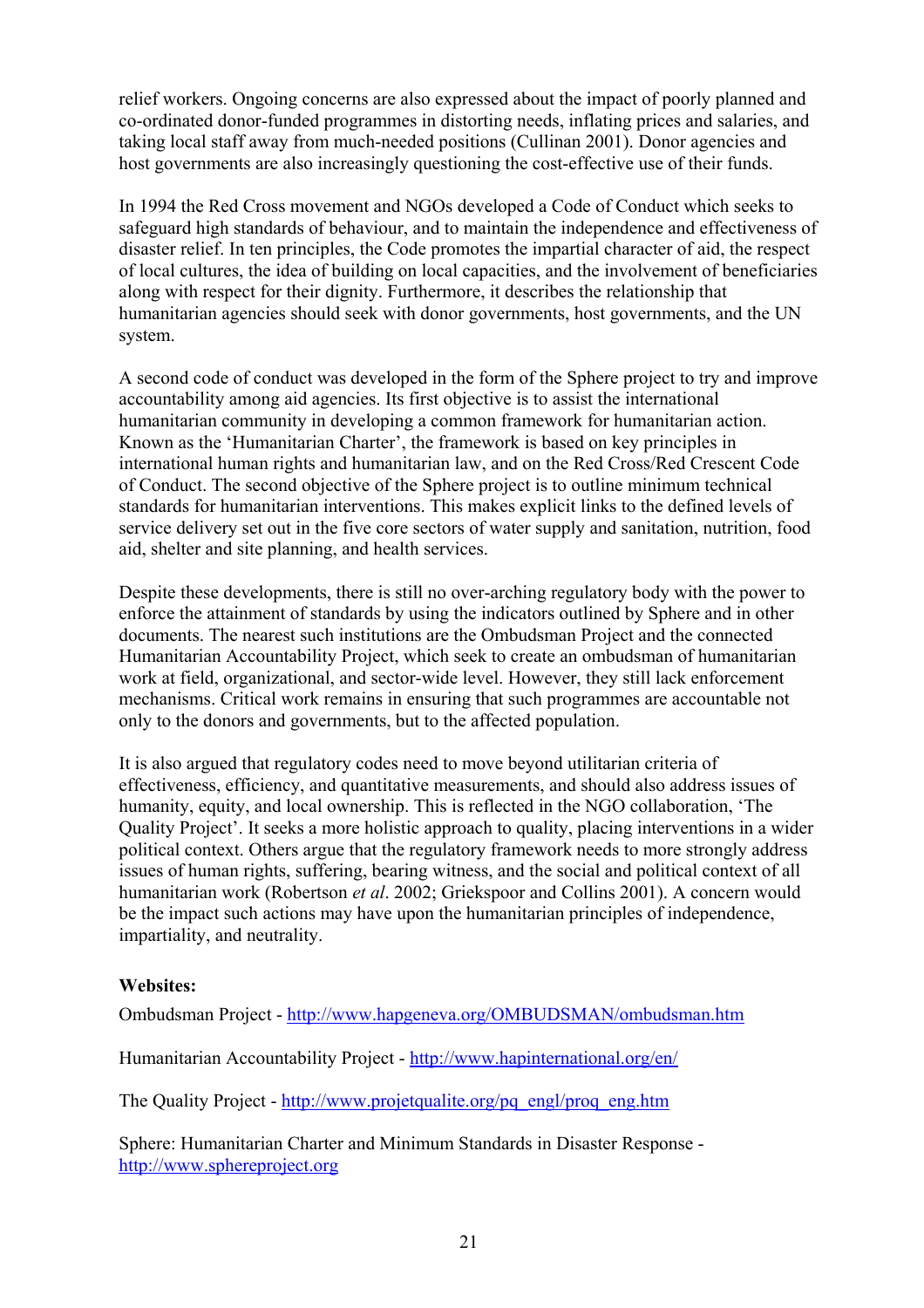relief workers. Ongoing concerns are also expressed about the impact of poorly planned and co-ordinated donor-funded programmes in distorting needs, inflating prices and salaries, and taking local staff away from much-needed positions (Cullinan 2001). Donor agencies and host governments are also increasingly questioning the cost-effective use of their funds.

In 1994 the Red Cross movement and NGOs developed a Code of Conduct which seeks to safeguard high standards of behaviour, and to maintain the independence and effectiveness of disaster relief. In ten principles, the Code promotes the impartial character of aid, the respect of local cultures, the idea of building on local capacities, and the involvement of beneficiaries along with respect for their dignity. Furthermore, it describes the relationship that humanitarian agencies should seek with donor governments, host governments, and the UN system.

A second code of conduct was developed in the form of the Sphere project to try and improve accountability among aid agencies. Its first objective is to assist the international humanitarian community in developing a common framework for humanitarian action. Known as the 'Humanitarian Charter', the framework is based on key principles in international human rights and humanitarian law, and on the Red Cross/Red Crescent Code of Conduct. The second objective of the Sphere project is to outline minimum technical standards for humanitarian interventions. This makes explicit links to the defined levels of service delivery set out in the five core sectors of water supply and sanitation, nutrition, food aid, shelter and site planning, and health services.

Despite these developments, there is still no over-arching regulatory body with the power to enforce the attainment of standards by using the indicators outlined by Sphere and in other documents. The nearest such institutions are the Ombudsman Project and the connected Humanitarian Accountability Project, which seek to create an ombudsman of humanitarian work at field, organizational, and sector-wide level. However, they still lack enforcement mechanisms. Critical work remains in ensuring that such programmes are accountable not only to the donors and governments, but to the affected population.

It is also argued that regulatory codes need to move beyond utilitarian criteria of effectiveness, efficiency, and quantitative measurements, and should also address issues of humanity, equity, and local ownership. This is reflected in the NGO collaboration, 'The Quality Project'. It seeks a more holistic approach to quality, placing interventions in a wider political context. Others argue that the regulatory framework needs to more strongly address issues of human rights, suffering, bearing witness, and the social and political context of all humanitarian work (Robertson *et al*. 2002; Griekspoor and Collins 2001). A concern would be the impact such actions may have upon the humanitarian principles of independence, impartiality, and neutrality.

**Websites:**

Ombudsman Project - http://www.hapgeneva.org/OMBUDSMAN/ombudsman.htm

Humanitarian Accountability Project - http://www.hapinternational.org/en/

The Quality Project - http://www.projetqualite.org/pq_engl/proq_eng.htm

Sphere: Humanitarian Charter and Minimum Standards in Disaster Response - http://www.sphereproject.org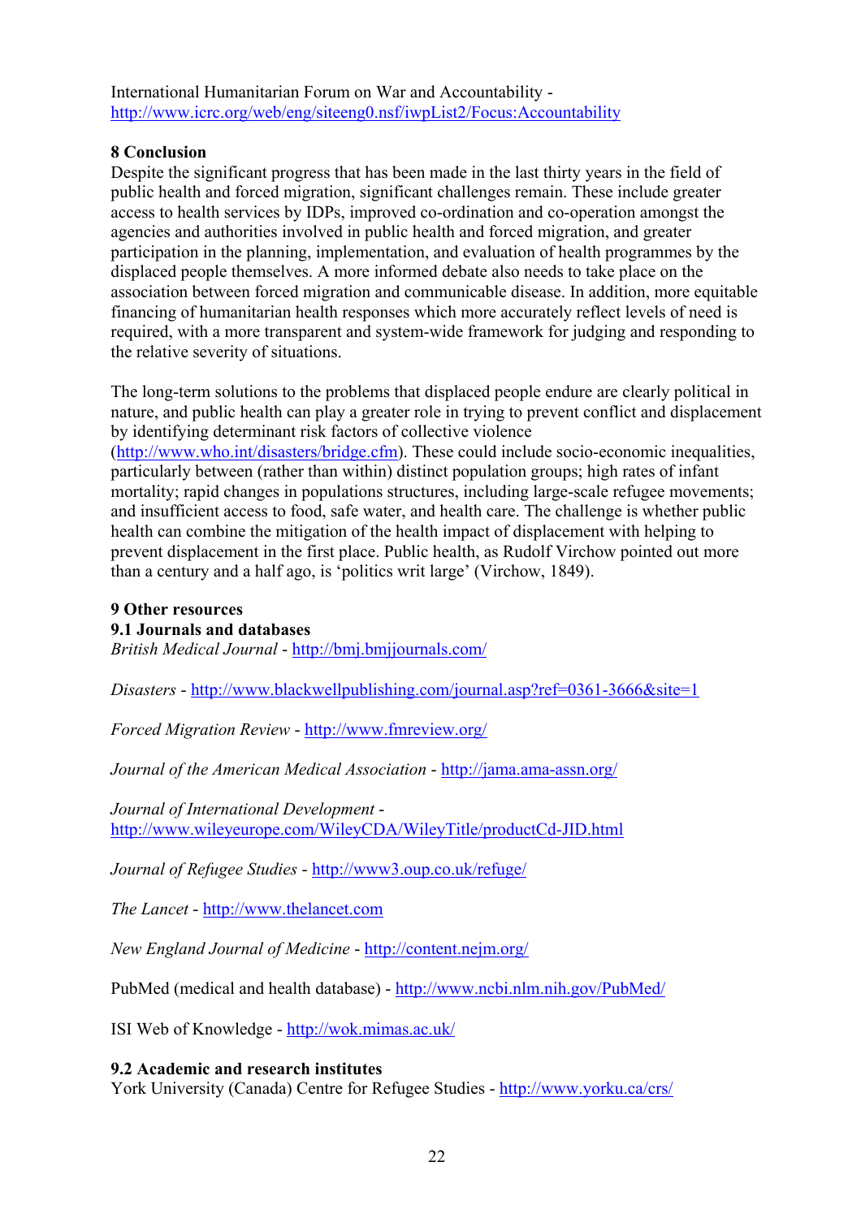International Humanitarian Forum on War and Accountability - http://www.icrc.org/web/eng/siteeng0.nsf/iwpList2/Focus:Accountability

## 8 Conclusion

Despite the significant progress that has been made in the last thirty years in the field of public health and forced migration, significant challenges remain. These include greater access to health services by IDPs, improved co-ordination and co-operation amongst the agencies and authorities involved in public health and forced migration, and greater participation in the planning, implementation, and evaluation of health programmes by the displaced people themselves. A more informed debate also needs to take place on the association between forced migration and communicable disease. In addition, more equitable financing of humanitarian health responses which more accurately reflect levels of need is required, with a more transparent and system-wide framework for judging and responding to the relative severity of situations.

The long-term solutions to the problems that displaced people endure are clearly political in nature, and public health can play a greater role in trying to prevent conflict and displacement by identifying determinant risk factors of collective violence (http://www.who.int/disasters/bridge.cfm). These could include socio-economic inequalities, particularly between (rather than within) distinct population groups; high rates of infant mortality; rapid changes in populations structures, including large-scale refugee movements; and insufficient access to food, safe water, and health care. The challenge is whether public health can combine the mitigation of the health impact of displacement with helping to prevent displacement in the first place. Public health, as Rudolf Virchow pointed out more than a century and a half ago, is 'politics writ large' (Virchow, 1849).

## 9 Other resources

### 9.1 Journals and databases

*British Medical Journal* - http://bmj.bmjjournals.com/

*Disasters* - http://www.blackwellpublishing.com/journal.asp?ref=0361-3666&site=1

*Forced Migration Review* - http://www.fmreview.org/

*Journal of the American Medical Association* - http://jama.ama-assn.org/

*Journal of International Development* - http://www.wileyeurope.com/WileyCDA/WileyTitle/productCd-JID.html

*Journal of Refugee Studies* - http://www3.oup.co.uk/refuge/

*The Lancet* - http://www.thelancet.com

*New England Journal of Medicine* - http://content.nejm.org/

PubMed (medical and health database) - http://www.ncbi.nlm.nih.gov/PubMed/

ISI Web of Knowledge - http://wok.mimas.ac.uk/

### 9.2 Academic and research institutes

York University (Canada) Centre for Refugee Studies - http://www.yorku.ca/crs/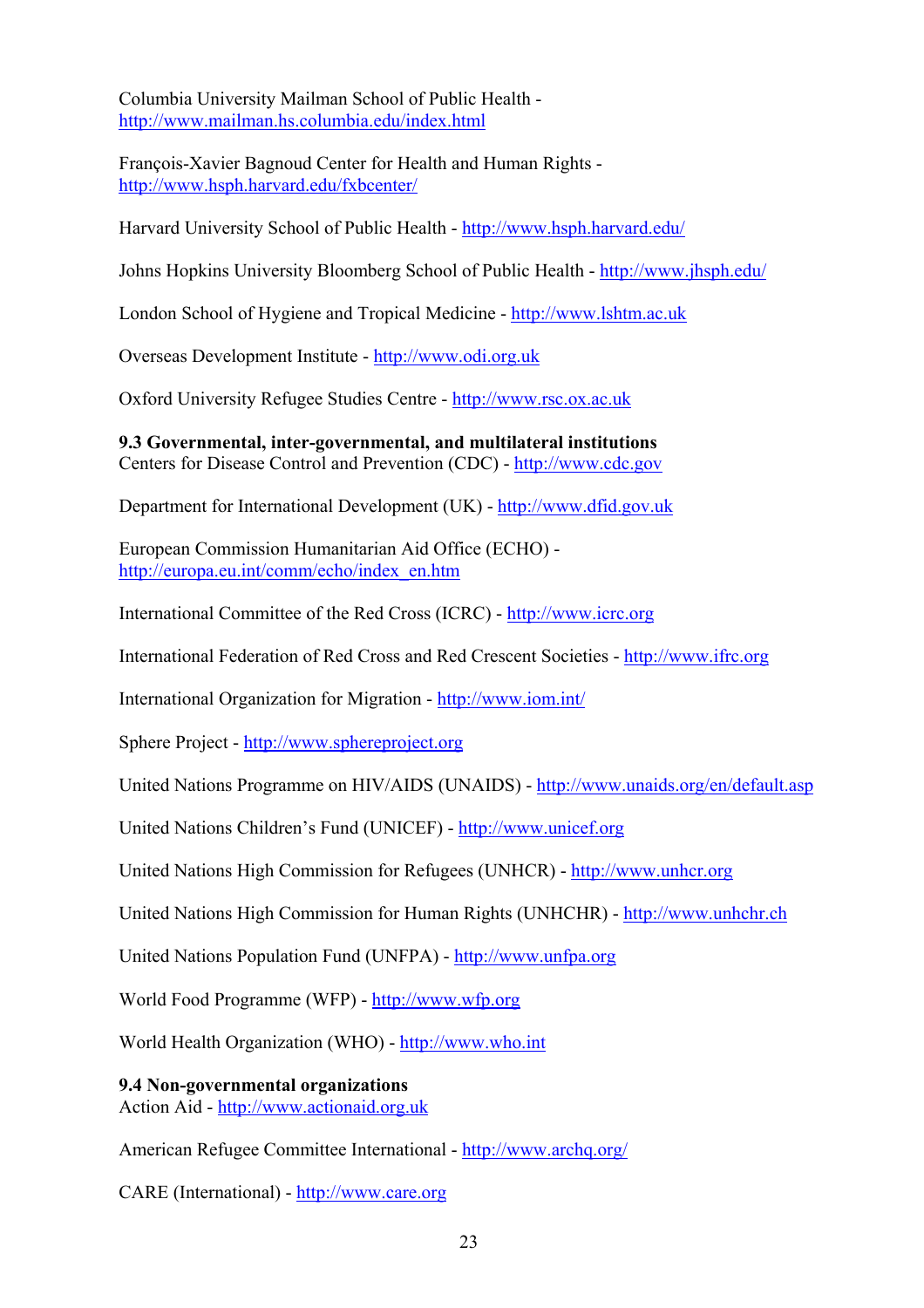Columbia University Mailman School of Public Health - http://www.mailman.hs.columbia.edu/index.html

François-Xavier Bagnoud Center for Health and Human Rights - http://www.hsph.harvard.edu/fxbcenter/

Harvard University School of Public Health - http://www.hsph.harvard.edu/

Johns Hopkins University Bloomberg School of Public Health - http://www.jhsph.edu/

London School of Hygiene and Tropical Medicine - http://www.lshtm.ac.uk

Overseas Development Institute - http://www.odi.org.uk

Oxford University Refugee Studies Centre - http://www.rsc.ox.ac.uk

**9.3 Governmental, inter-governmental, and multilateral institutions**

Centers for Disease Control and Prevention (CDC) - http://www.cdc.gov

Department for International Development (UK) - http://www.dfid.gov.uk

European Commission Humanitarian Aid Office (ECHO) - http://europa.eu.int/comm/echo/index_en.htm

International Committee of the Red Cross (ICRC) - http://www.icrc.org

International Federation of Red Cross and Red Crescent Societies - http://www.ifrc.org

International Organization for Migration - http://www.iom.int/

Sphere Project - http://www.sphereproject.org

United Nations Programme on HIV/AIDS (UNAIDS) - http://www.unaids.org/en/default.asp

United Nations Children's Fund (UNICEF) - http://www.unicef.org

United Nations High Commission for Refugees (UNHCR) - http://www.unhcr.org

United Nations High Commission for Human Rights (UNHCHR) - http://www.unhchr.ch

United Nations Population Fund (UNFPA) - http://www.unfpa.org

World Food Programme (WFP) - http://www.wfp.org

World Health Organization (WHO) - http://www.who.int

**9.4 Non-governmental organizations**

Action Aid - http://www.actionaid.org.uk

American Refugee Committee International - http://www.archq.org/

CARE (International) - http://www.care.org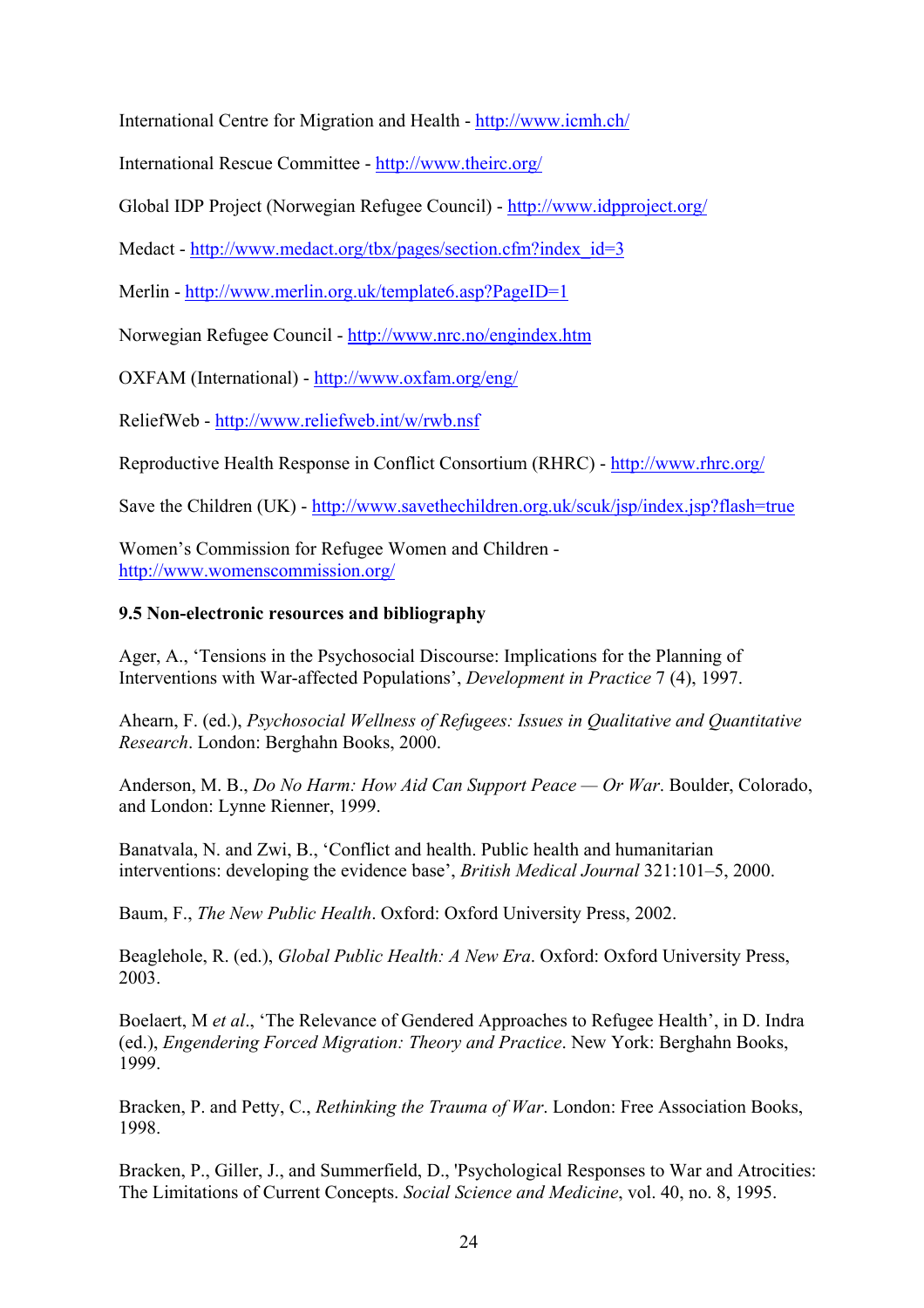International Centre for Migration and Health - http://www.icmh.ch/

International Rescue Committee - http://www.theirc.org/

Global IDP Project (Norwegian Refugee Council) - http://www.idpproject.org/

Medact - http://www.medact.org/tbx/pages/section.cfm?index_id=3

Merlin - http://www.merlin.org.uk/template6.asp?PageID=1

Norwegian Refugee Council - http://www.nrc.no/engindex.htm

OXFAM (International) - http://www.oxfam.org/eng/

ReliefWeb - http://www.reliefweb.int/w/rwb.nsf

Reproductive Health Response in Conflict Consortium (RHRC) - http://www.rhrc.org/

Save the Children (UK) - http://www.savethechildren.org.uk/scuk/jsp/index.jsp?flash=true

Women's Commission for Refugee Women and Children - http://www.womenscommission.org/

### 9.5 Non-electronic resources and bibliography

Ager, A., 'Tensions in the Psychosocial Discourse: Implications for the Planning of Interventions with War-affected Populations', *Development in Practice* 7 (4), 1997.

Ahearn, F. (ed.), *Psychosocial Wellness of Refugees: Issues in Qualitative and Quantitative Research*. London: Berghahn Books, 2000.

Anderson, M. B., *Do No Harm: How Aid Can Support Peace — Or War*. Boulder, Colorado, and London: Lynne Rienner, 1999.

Banatvala, N. and Zwi, B., 'Conflict and health. Public health and humanitarian interventions: developing the evidence base', *British Medical Journal* 321:101–5, 2000.

Baum, F., *The New Public Health*. Oxford: Oxford University Press, 2002.

Beaglehole, R. (ed.), *Global Public Health: A New Era*. Oxford: Oxford University Press, 2003.

Boelaert, M *et al*., 'The Relevance of Gendered Approaches to Refugee Health', in D. Indra (ed.), *Engendering Forced Migration: Theory and Practice*. New York: Berghahn Books, 1999.

Bracken, P. and Petty, C., *Rethinking the Trauma of War*. London: Free Association Books, 1998.

Bracken, P., Giller, J., and Summerfield, D., 'Psychological Responses to War and Atrocities: The Limitations of Current Concepts. *Social Science and Medicine*, vol. 40, no. 8, 1995.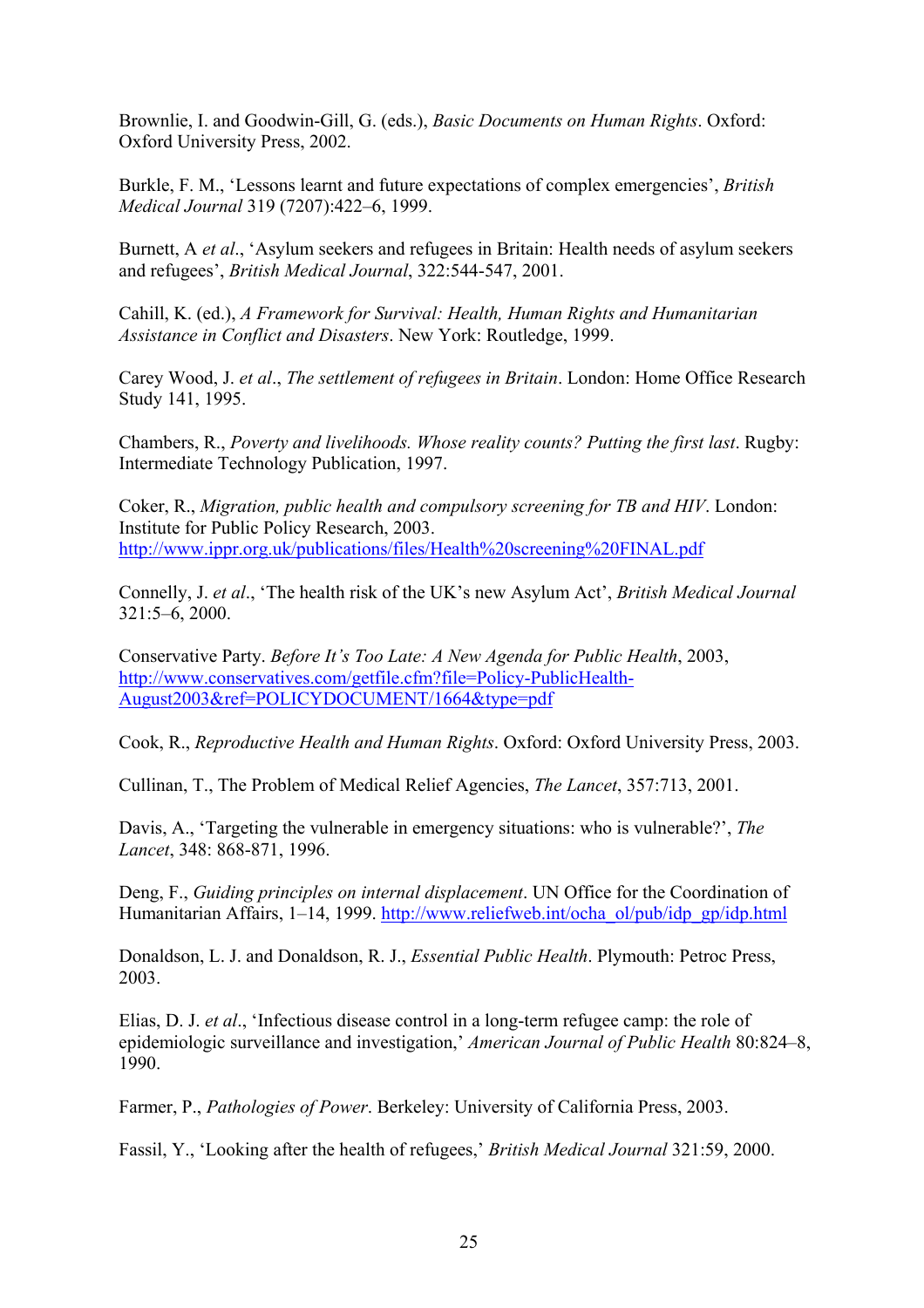Brownlie, I. and Goodwin-Gill, G. (eds.), *Basic Documents on Human Rights*. Oxford: Oxford University Press, 2002.

Burkle, F. M., 'Lessons learnt and future expectations of complex emergencies', *British Medical Journal* 319 (7207):422–6, 1999.

Burnett, A *et al*., 'Asylum seekers and refugees in Britain: Health needs of asylum seekers and refugees', *British Medical Journal*, 322:544-547, 2001.

Cahill, K. (ed.), *A Framework for Survival: Health, Human Rights and Humanitarian Assistance in Conflict and Disasters*. New York: Routledge, 1999.

Carey Wood, J. *et al*., *The settlement of refugees in Britain*. London: Home Office Research Study 141, 1995.

Chambers, R., *Poverty and livelihoods. Whose reality counts? Putting the first last*. Rugby: Intermediate Technology Publication, 1997.

Coker, R., *Migration, public health and compulsory screening for TB and HIV*. London: Institute for Public Policy Research, 2003. http://www.ippr.org.uk/publications/files/Health%20screening%20FINAL.pdf

Connelly, J. *et al*., 'The health risk of the UK's new Asylum Act', *British Medical Journal* 321:5–6, 2000.

Conservative Party. *Before It's Too Late: A New Agenda for Public Health*, 2003, http://www.conservatives.com/getfile.cfm?file=Policy-PublicHealth-August2003&ref=POLICYDOCUMENT/1664&type=pdf

Cook, R., *Reproductive Health and Human Rights*. Oxford: Oxford University Press, 2003.

Cullinan, T., The Problem of Medical Relief Agencies, *The Lancet*, 357:713, 2001.

Davis, A., 'Targeting the vulnerable in emergency situations: who is vulnerable?', *The Lancet*, 348: 868-871, 1996.

Deng, F., *Guiding principles on internal displacement*. UN Office for the Coordination of Humanitarian Affairs, 1–14, 1999. http://www.reliefweb.int/ocha_ol/pub/idp_gp/idp.html

Donaldson, L. J. and Donaldson, R. J., *Essential Public Health*. Plymouth: Petroc Press, 2003.

Elias, D. J. *et al*., 'Infectious disease control in a long-term refugee camp: the role of epidemiologic surveillance and investigation,' *American Journal of Public Health* 80:824–8, 1990.

Farmer, P., *Pathologies of Power*. Berkeley: University of California Press, 2003.

Fassil, Y., 'Looking after the health of refugees,' *British Medical Journal* 321:59, 2000.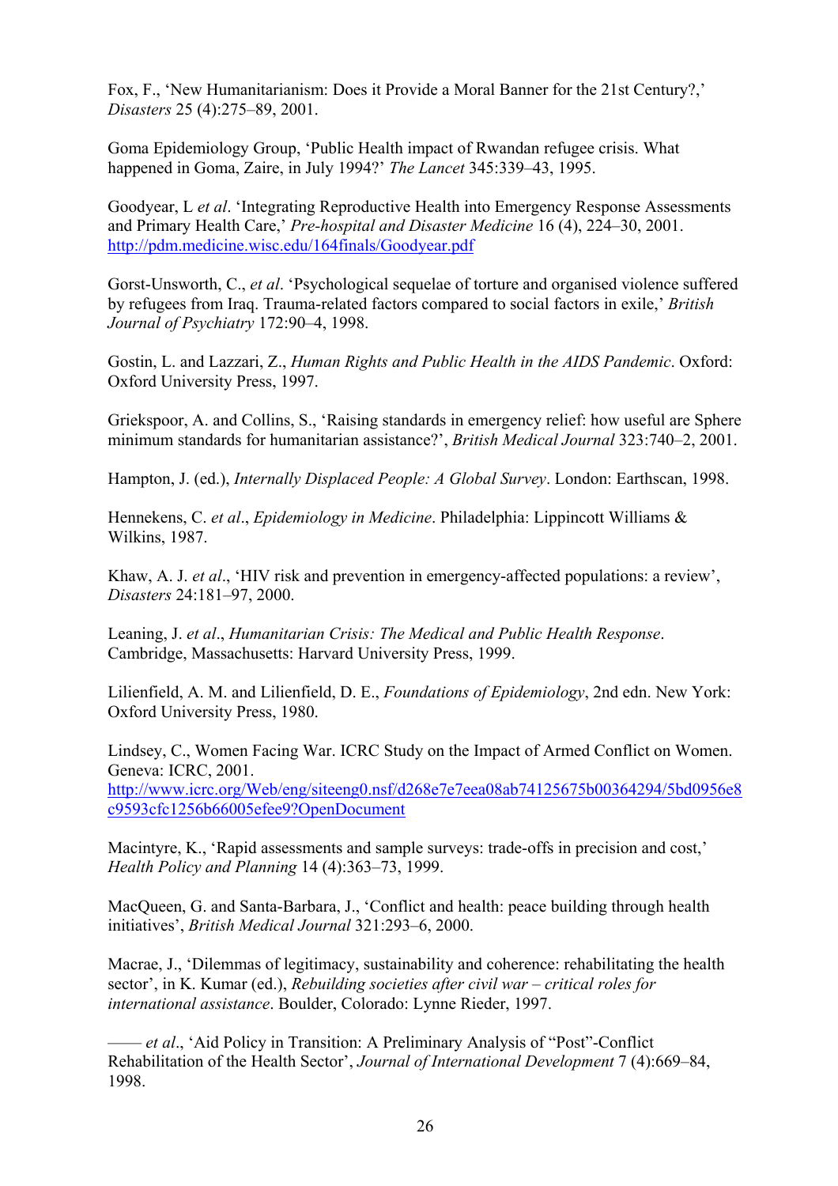Fox, F., 'New Humanitarianism: Does it Provide a Moral Banner for the 21st Century?,' *Disasters* 25 (4):275–89, 2001.

Goma Epidemiology Group, 'Public Health impact of Rwandan refugee crisis. What happened in Goma, Zaire, in July 1994?' *The Lancet* 345:339–43, 1995.

Goodyear, L *et al*. 'Integrating Reproductive Health into Emergency Response Assessments and Primary Health Care,' *Pre-hospital and Disaster Medicine* 16 (4), 224–30, 2001. http://pdm.medicine.wisc.edu/164finals/Goodyear.pdf

Gorst-Unsworth, C., *et al*. 'Psychological sequelae of torture and organised violence suffered by refugees from Iraq. Trauma-related factors compared to social factors in exile,' *British Journal of Psychiatry* 172:90–4, 1998.

Gostin, L. and Lazzari, Z., *Human Rights and Public Health in the AIDS Pandemic*. Oxford: Oxford University Press, 1997.

Griekspoor, A. and Collins, S., 'Raising standards in emergency relief: how useful are Sphere minimum standards for humanitarian assistance?', *British Medical Journal* 323:740–2, 2001.

Hampton, J. (ed.), *Internally Displaced People: A Global Survey*. London: Earthscan, 1998.

Hennekens, C. *et al*., *Epidemiology in Medicine*. Philadelphia: Lippincott Williams & Wilkins, 1987.

Khaw, A. J. *et al*., 'HIV risk and prevention in emergency-affected populations: a review', *Disasters* 24:181–97, 2000.

Leaning, J. *et al*., *Humanitarian Crisis: The Medical and Public Health Response*. Cambridge, Massachusetts: Harvard University Press, 1999.

Lilienfield, A. M. and Lilienfield, D. E., *Foundations of Epidemiology*, 2nd edn. New York: Oxford University Press, 1980.

Lindsey, C., Women Facing War. ICRC Study on the Impact of Armed Conflict on Women. Geneva: ICRC, 2001. http://www.icrc.org/Web/eng/siteeng0.nsf/d268e7e7eea08ab74125675b00364294/5bd0956e8c9593cfc1256b66005efee9?OpenDocument

Macintyre, K., 'Rapid assessments and sample surveys: trade-offs in precision and cost,' *Health Policy and Planning* 14 (4):363–73, 1999.

MacQueen, G. and Santa-Barbara, J., 'Conflict and health: peace building through health initiatives', *British Medical Journal* 321:293–6, 2000.

Macrae, J., 'Dilemmas of legitimacy, sustainability and coherence: rehabilitating the health sector', in K. Kumar (ed.), *Rebuilding societies after civil war – critical roles for international assistance*. Boulder, Colorado: Lynne Rieder, 1997.

—— *et al*., 'Aid Policy in Transition: A Preliminary Analysis of "Post"-Conflict Rehabilitation of the Health Sector', *Journal of International Development* 7 (4):669–84, 1998.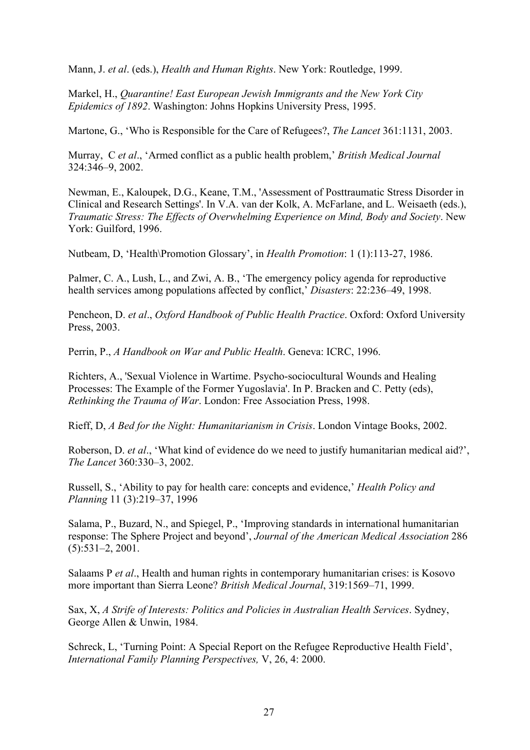Mann, J. *et al*. (eds.), *Health and Human Rights*. New York: Routledge, 1999.

Markel, H., *Quarantine! East European Jewish Immigrants and the New York City Epidemics of 1892*. Washington: Johns Hopkins University Press, 1995.

Martone, G., 'Who is Responsible for the Care of Refugees?, *The Lancet* 361:1131, 2003.

Murray, C *et al*., 'Armed conflict as a public health problem,' *British Medical Journal* 324:346–9, 2002.

Newman, E., Kaloupek, D.G., Keane, T.M., 'Assessment of Posttraumatic Stress Disorder in Clinical and Research Settings'. In V.A. van der Kolk, A. McFarlane, and L. Weisaeth (eds.), *Traumatic Stress: The Effects of Overwhelming Experience on Mind, Body and Society*. New York: Guilford, 1996.

Nutbeam, D, 'Health\Promotion Glossary', in *Health Promotion*: 1 (1):113-27, 1986.

Palmer, C. A., Lush, L., and Zwi, A. B., 'The emergency policy agenda for reproductive health services among populations affected by conflict,' *Disasters*: 22:236–49, 1998.

Pencheon, D. *et al*., *Oxford Handbook of Public Health Practice*. Oxford: Oxford University Press, 2003.

Perrin, P., *A Handbook on War and Public Health*. Geneva: ICRC, 1996.

Richters, A., 'Sexual Violence in Wartime. Psycho-sociocultural Wounds and Healing Processes: The Example of the Former Yugoslavia'. In P. Bracken and C. Petty (eds), *Rethinking the Trauma of War*. London: Free Association Press, 1998.

Rieff, D, *A Bed for the Night: Humanitarianism in Crisis*. London Vintage Books, 2002.

Roberson, D. *et al*., 'What kind of evidence do we need to justify humanitarian medical aid?', *The Lancet* 360:330–3, 2002.

Russell, S., 'Ability to pay for health care: concepts and evidence,' *Health Policy and Planning* 11 (3):219–37, 1996

Salama, P., Buzard, N., and Spiegel, P., 'Improving standards in international humanitarian response: The Sphere Project and beyond', *Journal of the American Medical Association* 286 (5):531–2, 2001.

Salaams P *et al*., Health and human rights in contemporary humanitarian crises: is Kosovo more important than Sierra Leone? *British Medical Journal*, 319:1569–71, 1999.

Sax, X, *A Strife of Interests: Politics and Policies in Australian Health Services*. Sydney, George Allen & Unwin, 1984.

Schreck, L, 'Turning Point: A Special Report on the Refugee Reproductive Health Field', *International Family Planning Perspectives,* V, 26, 4: 2000.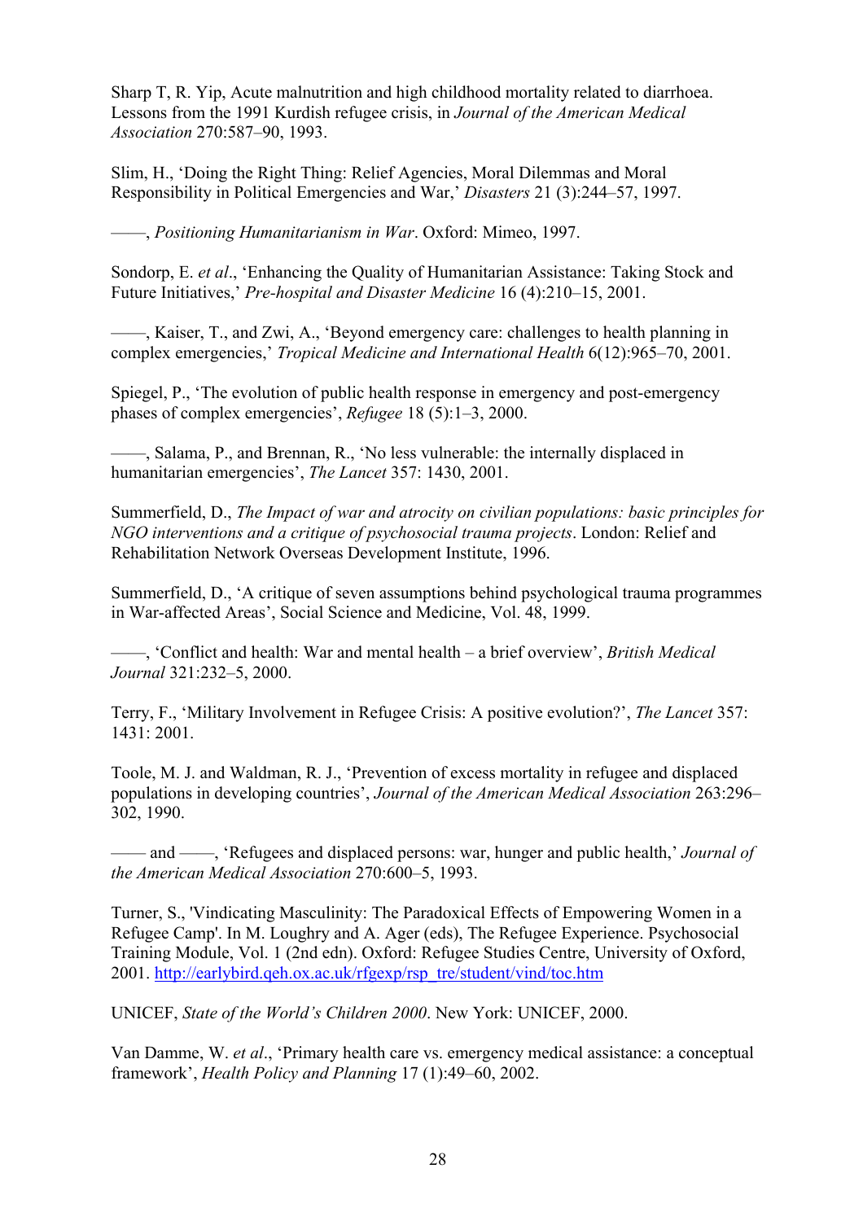Sharp T, R. Yip, Acute malnutrition and high childhood mortality related to diarrhoea. Lessons from the 1991 Kurdish refugee crisis, in *Journal of the American Medical Association* 270:587–90, 1993.

Slim, H., 'Doing the Right Thing: Relief Agencies, Moral Dilemmas and Moral Responsibility in Political Emergencies and War,' *Disasters* 21 (3):244–57, 1997.

——, *Positioning Humanitarianism in War*. Oxford: Mimeo, 1997.

Sondorp, E. *et al*., 'Enhancing the Quality of Humanitarian Assistance: Taking Stock and Future Initiatives,' *Pre-hospital and Disaster Medicine* 16 (4):210–15, 2001.

——, Kaiser, T., and Zwi, A., 'Beyond emergency care: challenges to health planning in complex emergencies,' *Tropical Medicine and International Health* 6(12):965–70, 2001.

Spiegel, P., 'The evolution of public health response in emergency and post-emergency phases of complex emergencies', *Refugee* 18 (5):1–3, 2000.

——, Salama, P., and Brennan, R., 'No less vulnerable: the internally displaced in humanitarian emergencies', *The Lancet* 357: 1430, 2001.

Summerfield, D., *The Impact of war and atrocity on civilian populations: basic principles for NGO interventions and a critique of psychosocial trauma projects*. London: Relief and Rehabilitation Network Overseas Development Institute, 1996.

Summerfield, D., 'A critique of seven assumptions behind psychological trauma programmes in War-affected Areas', Social Science and Medicine, Vol. 48, 1999.

——, 'Conflict and health: War and mental health – a brief overview', *British Medical Journal* 321:232–5, 2000.

Terry, F., 'Military Involvement in Refugee Crisis: A positive evolution?', *The Lancet* 357: 1431: 2001.

Toole, M. J. and Waldman, R. J., 'Prevention of excess mortality in refugee and displaced populations in developing countries', *Journal of the American Medical Association* 263:296–302, 1990.

—— and ——, 'Refugees and displaced persons: war, hunger and public health,' *Journal of the American Medical Association* 270:600–5, 1993.

Turner, S., 'Vindicating Masculinity: The Paradoxical Effects of Empowering Women in a Refugee Camp'. In M. Loughry and A. Ager (eds), The Refugee Experience. Psychosocial Training Module, Vol. 1 (2nd edn). Oxford: Refugee Studies Centre, University of Oxford, 2001. http://earlybird.qeh.ox.ac.uk/rfgexp/rsp_tre/student/vind/toc.htm

UNICEF, *State of the World's Children 2000*. New York: UNICEF, 2000.

Van Damme, W. *et al*., 'Primary health care vs. emergency medical assistance: a conceptual framework', *Health Policy and Planning* 17 (1):49–60, 2002.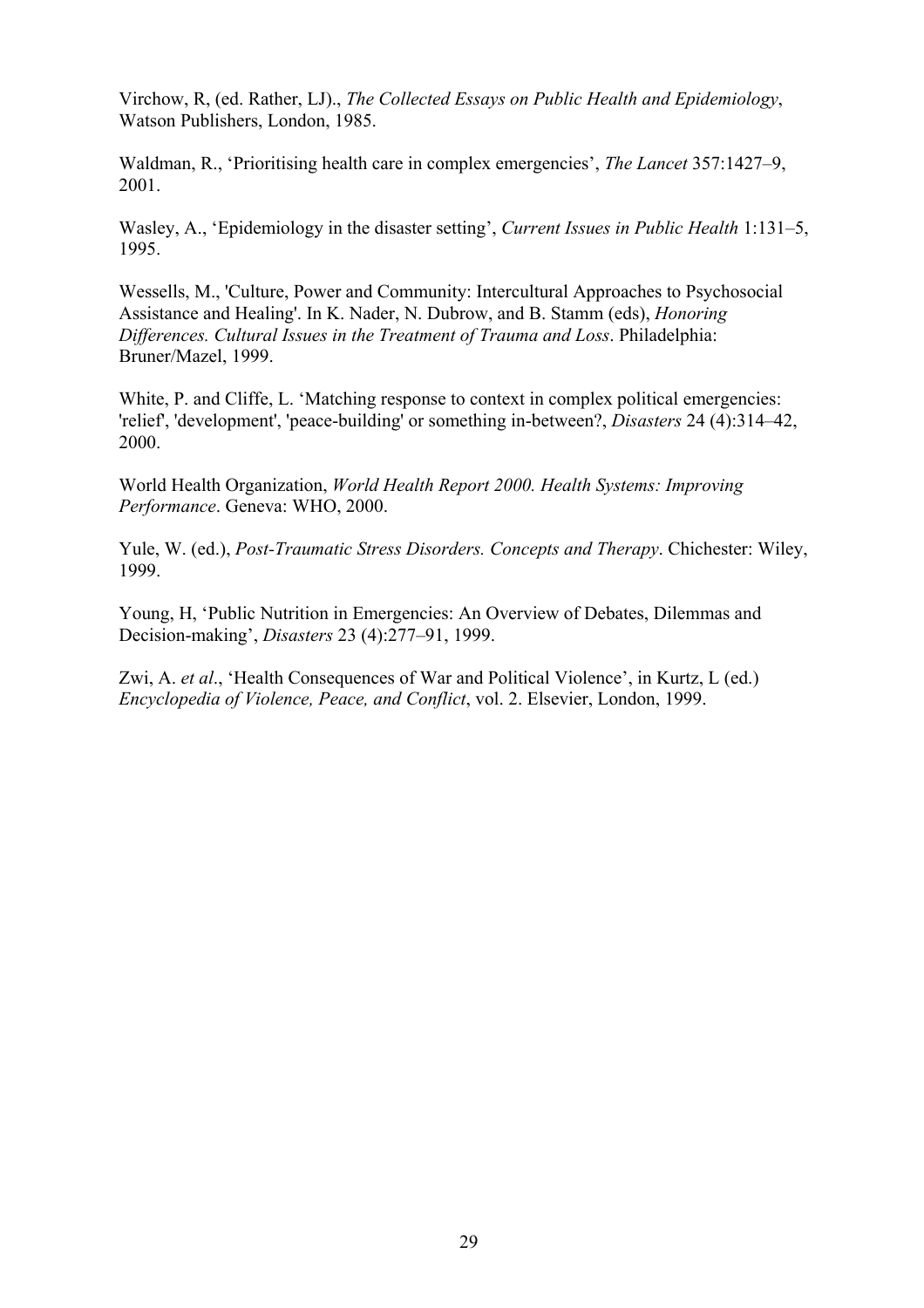Virchow, R, (ed. Rather, LJ)., *The Collected Essays on Public Health and Epidemiology*, Watson Publishers, London, 1985.

Waldman, R., 'Prioritising health care in complex emergencies', *The Lancet* 357:1427–9, 2001.

Wasley, A., 'Epidemiology in the disaster setting', *Current Issues in Public Health* 1:131–5, 1995.

Wessells, M., 'Culture, Power and Community: Intercultural Approaches to Psychosocial Assistance and Healing'. In K. Nader, N. Dubrow, and B. Stamm (eds), *Honoring Differences. Cultural Issues in the Treatment of Trauma and Loss*. Philadelphia: Bruner/Mazel, 1999.

White, P. and Cliffe, L. 'Matching response to context in complex political emergencies: 'relief', 'development', 'peace-building' or something in-between?, *Disasters* 24 (4):314–42, 2000.

World Health Organization, *World Health Report 2000. Health Systems: Improving Performance*. Geneva: WHO, 2000.

Yule, W. (ed.), *Post-Traumatic Stress Disorders. Concepts and Therapy*. Chichester: Wiley, 1999.

Young, H, 'Public Nutrition in Emergencies: An Overview of Debates, Dilemmas and Decision-making', *Disasters* 23 (4):277–91, 1999.

Zwi, A. *et al*., 'Health Consequences of War and Political Violence', in Kurtz, L (ed.) *Encyclopedia of Violence, Peace, and Conflict*, vol. 2. Elsevier, London, 1999.